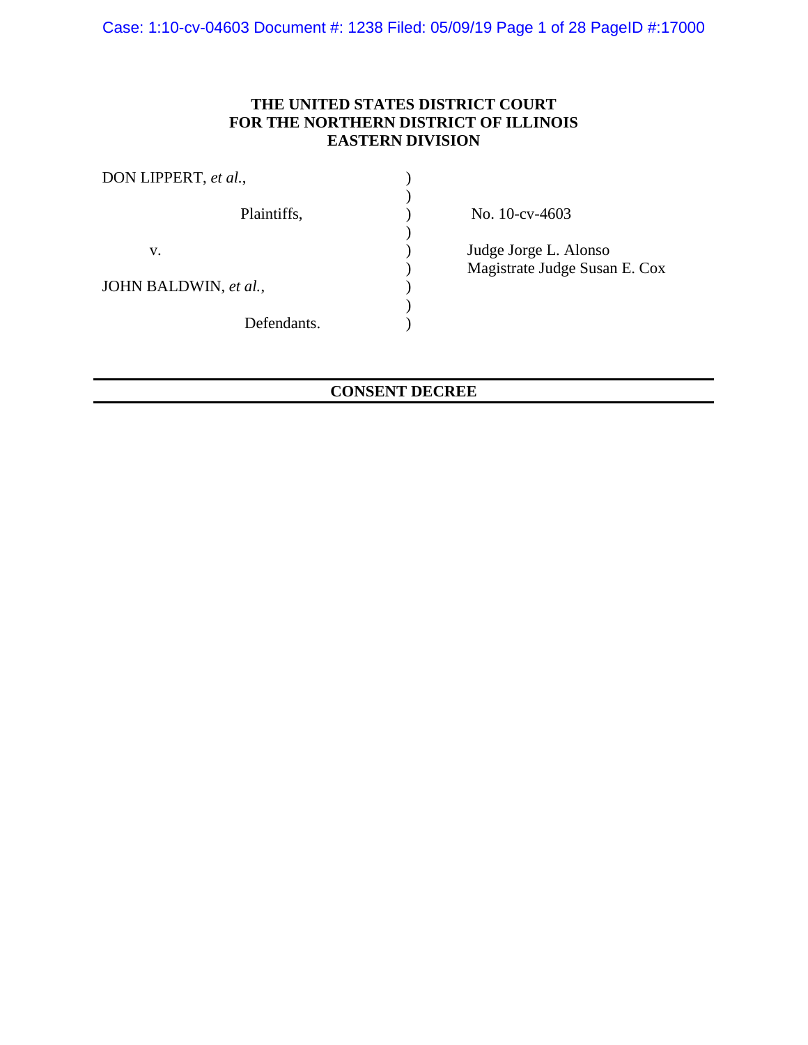**THE UNITED STATES DISTRICT COURT**
**FOR THE NORTHERN DISTRICT OF ILLINOIS**
**EASTERN DIVISION**

| | | |
|---|---|---|
| DON LIPPERT, *et al.*, | ) | |
| | ) | |
| Plaintiffs, | ) | No. 10-cv-4603 |
| | ) | |
| v. | ) | Judge Jorge L. Alonso |
| | ) | Magistrate Judge Susan E. Cox |
| JOHN BALDWIN, *et al.*, | ) | |
| | ) | |
| Defendants. | ) | |

---

**CONSENT DECREE**

---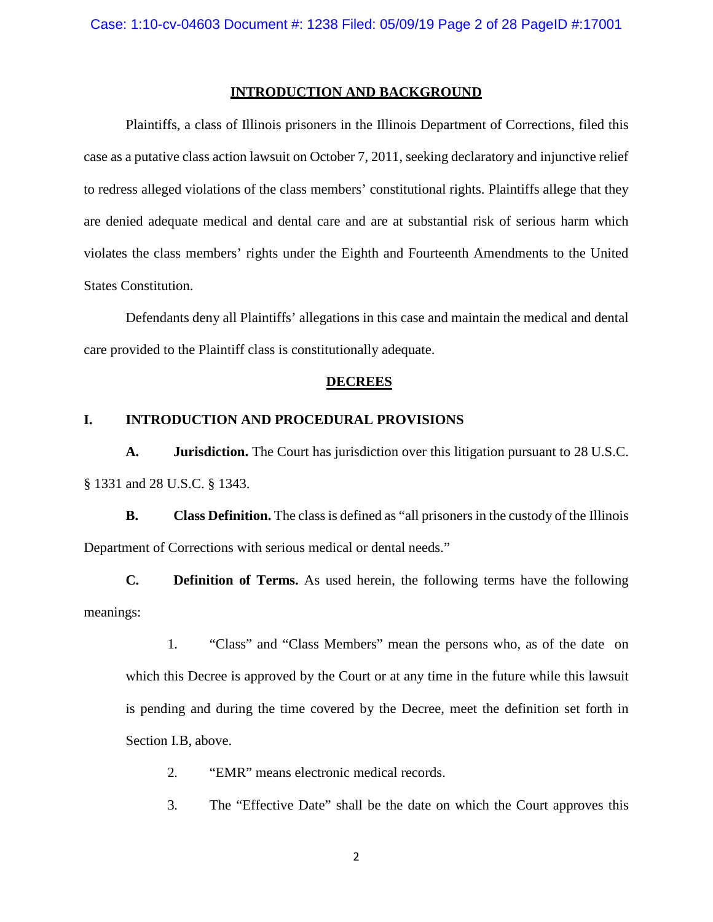## INTRODUCTION AND BACKGROUND

Plaintiffs, a class of Illinois prisoners in the Illinois Department of Corrections, filed this case as a putative class action lawsuit on October 7, 2011, seeking declaratory and injunctive relief to redress alleged violations of the class members' constitutional rights. Plaintiffs allege that they are denied adequate medical and dental care and are at substantial risk of serious harm which violates the class members' rights under the Eighth and Fourteenth Amendments to the United States Constitution.

Defendants deny all Plaintiffs' allegations in this case and maintain the medical and dental care provided to the Plaintiff class is constitutionally adequate.

## DECREES

### I. INTRODUCTION AND PROCEDURAL PROVISIONS

**A. Jurisdiction.** The Court has jurisdiction over this litigation pursuant to 28 U.S.C. § 1331 and 28 U.S.C. § 1343.

**B. Class Definition.** The class is defined as "all prisoners in the custody of the Illinois Department of Corrections with serious medical or dental needs."

**C. Definition of Terms.** As used herein, the following terms have the following meanings:

1. "Class" and "Class Members" mean the persons who, as of the date on which this Decree is approved by the Court or at any time in the future while this lawsuit is pending and during the time covered by the Decree, meet the definition set forth in Section I.B, above.

2. "EMR" means electronic medical records.

3. The "Effective Date" shall be the date on which the Court approves this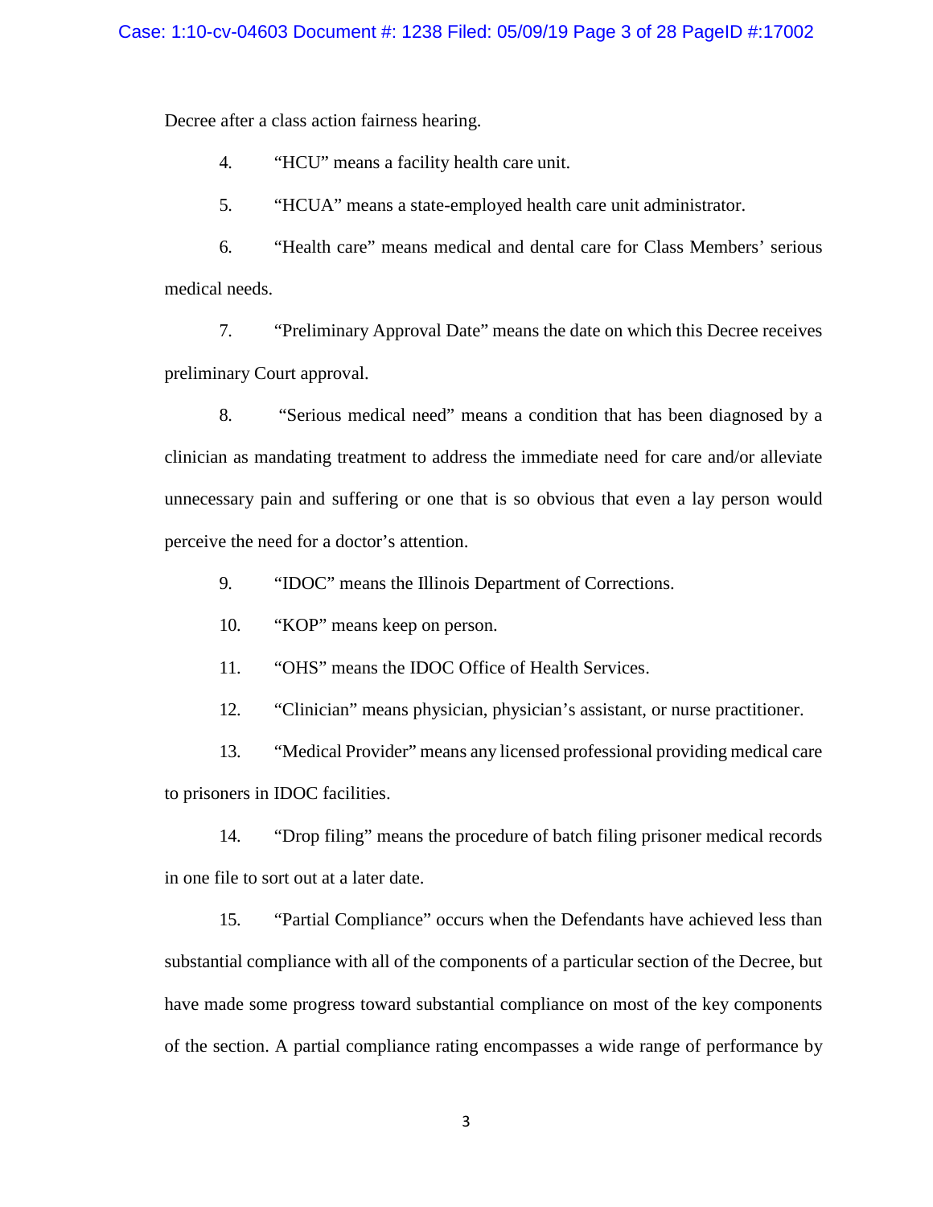Decree after a class action fairness hearing.

4. "HCU" means a facility health care unit.

5. "HCUA" means a state-employed health care unit administrator.

6. "Health care" means medical and dental care for Class Members' serious medical needs.

7. "Preliminary Approval Date" means the date on which this Decree receives preliminary Court approval.

8. "Serious medical need" means a condition that has been diagnosed by a clinician as mandating treatment to address the immediate need for care and/or alleviate unnecessary pain and suffering or one that is so obvious that even a lay person would perceive the need for a doctor's attention.

9. "IDOC" means the Illinois Department of Corrections.

10. "KOP" means keep on person.

11. "OHS" means the IDOC Office of Health Services.

12. "Clinician" means physician, physician's assistant, or nurse practitioner.

13. "Medical Provider" means any licensed professional providing medical care to prisoners in IDOC facilities.

14. "Drop filing" means the procedure of batch filing prisoner medical records in one file to sort out at a later date.

15. "Partial Compliance" occurs when the Defendants have achieved less than substantial compliance with all of the components of a particular section of the Decree, but have made some progress toward substantial compliance on most of the key components of the section. A partial compliance rating encompasses a wide range of performance by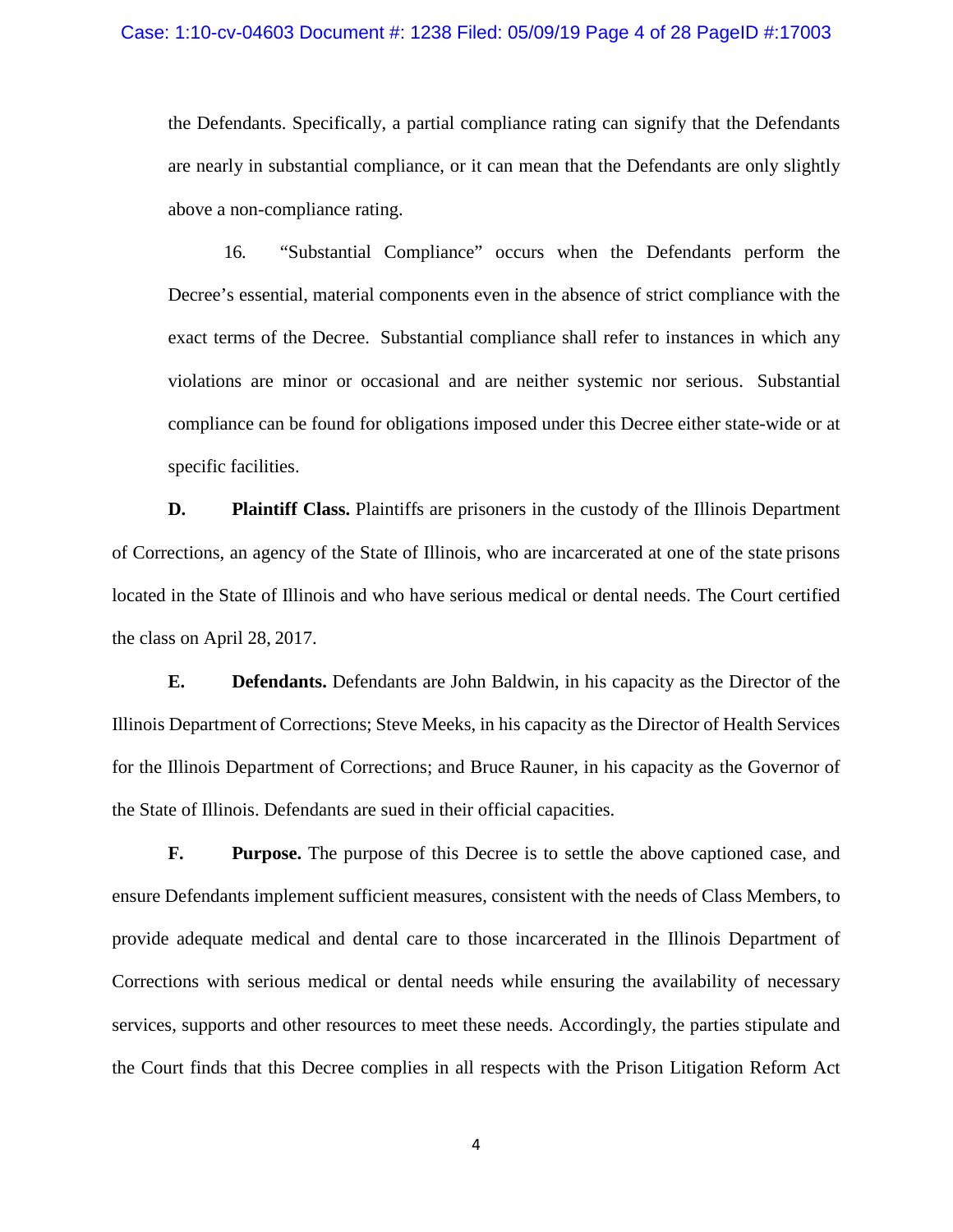the Defendants. Specifically, a partial compliance rating can signify that the Defendants are nearly in substantial compliance, or it can mean that the Defendants are only slightly above a non-compliance rating.

16. "Substantial Compliance" occurs when the Defendants perform the Decree's essential, material components even in the absence of strict compliance with the exact terms of the Decree. Substantial compliance shall refer to instances in which any violations are minor or occasional and are neither systemic nor serious. Substantial compliance can be found for obligations imposed under this Decree either state-wide or at specific facilities.

**D. Plaintiff Class.** Plaintiffs are prisoners in the custody of the Illinois Department of Corrections, an agency of the State of Illinois, who are incarcerated at one of the state prisons located in the State of Illinois and who have serious medical or dental needs. The Court certified the class on April 28, 2017.

**E. Defendants.** Defendants are John Baldwin, in his capacity as the Director of the Illinois Department of Corrections; Steve Meeks, in his capacity as the Director of Health Services for the Illinois Department of Corrections; and Bruce Rauner, in his capacity as the Governor of the State of Illinois. Defendants are sued in their official capacities.

**F. Purpose.** The purpose of this Decree is to settle the above captioned case, and ensure Defendants implement sufficient measures, consistent with the needs of Class Members, to provide adequate medical and dental care to those incarcerated in the Illinois Department of Corrections with serious medical or dental needs while ensuring the availability of necessary services, supports and other resources to meet these needs. Accordingly, the parties stipulate and the Court finds that this Decree complies in all respects with the Prison Litigation Reform Act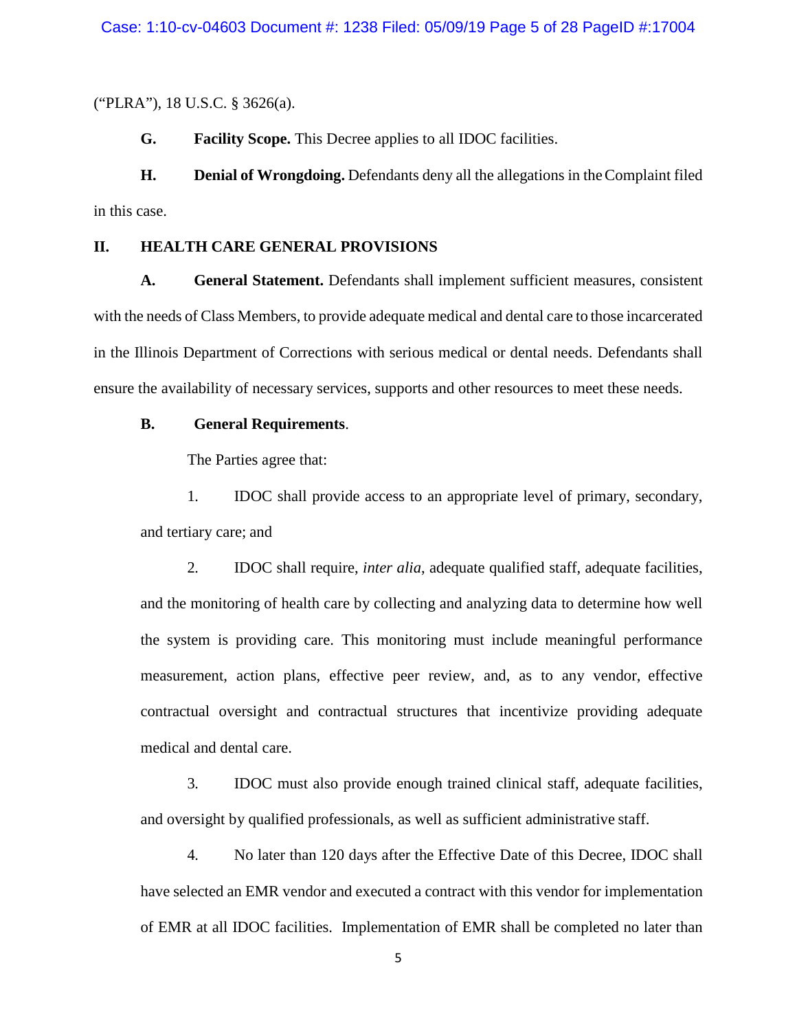("PLRA"), 18 U.S.C. § 3626(a).

**G. Facility Scope.** This Decree applies to all IDOC facilities.

**H. Denial of Wrongdoing.** Defendants deny all the allegations in the Complaint filed in this case.

## II. HEALTH CARE GENERAL PROVISIONS

**A. General Statement.** Defendants shall implement sufficient measures, consistent with the needs of Class Members, to provide adequate medical and dental care to those incarcerated in the Illinois Department of Corrections with serious medical or dental needs. Defendants shall ensure the availability of necessary services, supports and other resources to meet these needs.

**B. General Requirements**.

The Parties agree that:

1. IDOC shall provide access to an appropriate level of primary, secondary, and tertiary care; and

2. IDOC shall require, *inter alia*, adequate qualified staff, adequate facilities, and the monitoring of health care by collecting and analyzing data to determine how well the system is providing care. This monitoring must include meaningful performance measurement, action plans, effective peer review, and, as to any vendor, effective contractual oversight and contractual structures that incentivize providing adequate medical and dental care.

3. IDOC must also provide enough trained clinical staff, adequate facilities, and oversight by qualified professionals, as well as sufficient administrative staff.

4. No later than 120 days after the Effective Date of this Decree, IDOC shall have selected an EMR vendor and executed a contract with this vendor for implementation of EMR at all IDOC facilities. Implementation of EMR shall be completed no later than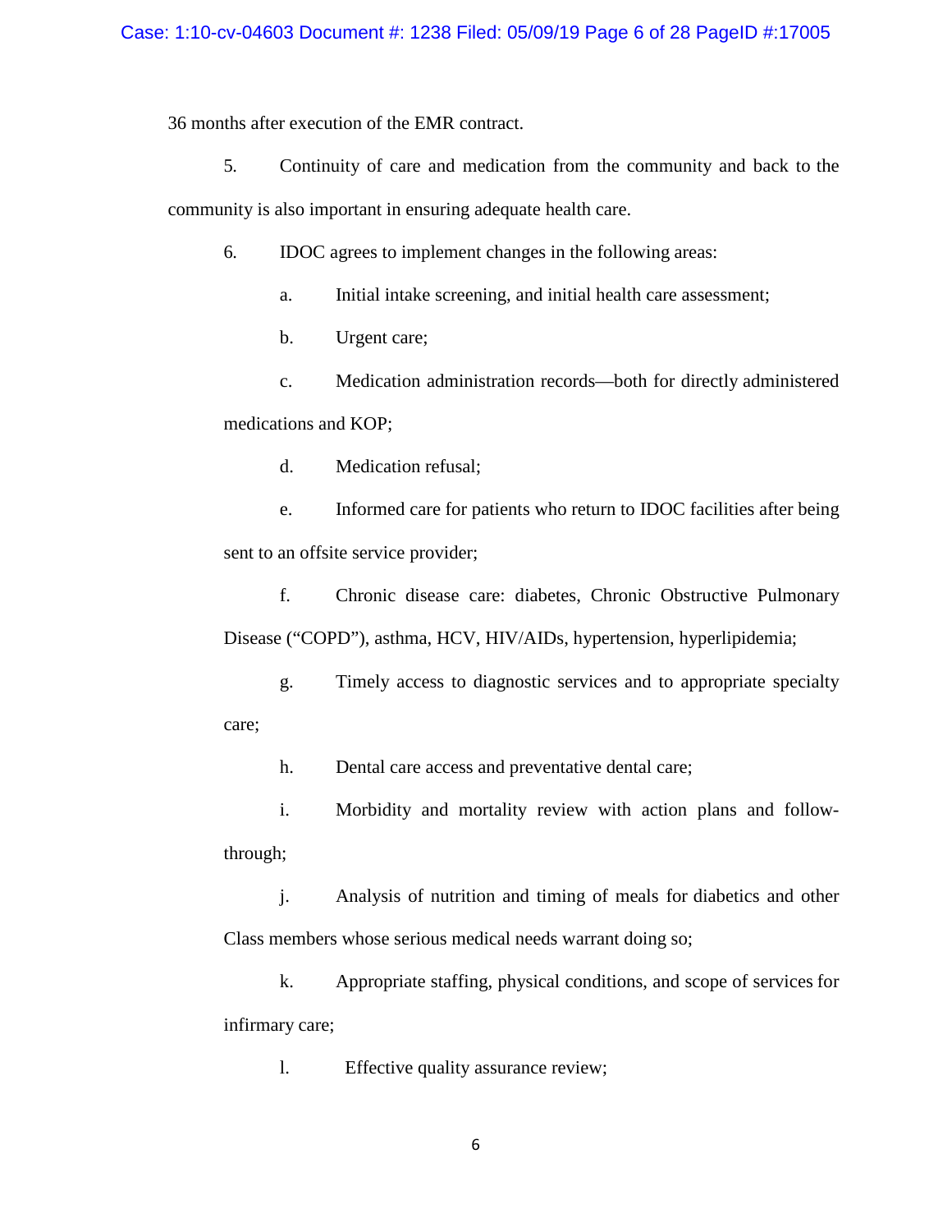36 months after execution of the EMR contract.

5. Continuity of care and medication from the community and back to the community is also important in ensuring adequate health care.

6. IDOC agrees to implement changes in the following areas:

a. Initial intake screening, and initial health care assessment;

b. Urgent care;

c. Medication administration records—both for directly administered medications and KOP;

d. Medication refusal;

e. Informed care for patients who return to IDOC facilities after being sent to an offsite service provider;

f. Chronic disease care: diabetes, Chronic Obstructive Pulmonary Disease ("COPD"), asthma, HCV, HIV/AIDs, hypertension, hyperlipidemia;

g. Timely access to diagnostic services and to appropriate specialty care;

h. Dental care access and preventative dental care;

i. Morbidity and mortality review with action plans and follow-through;

j. Analysis of nutrition and timing of meals for diabetics and other Class members whose serious medical needs warrant doing so;

k. Appropriate staffing, physical conditions, and scope of services for infirmary care;

l. Effective quality assurance review;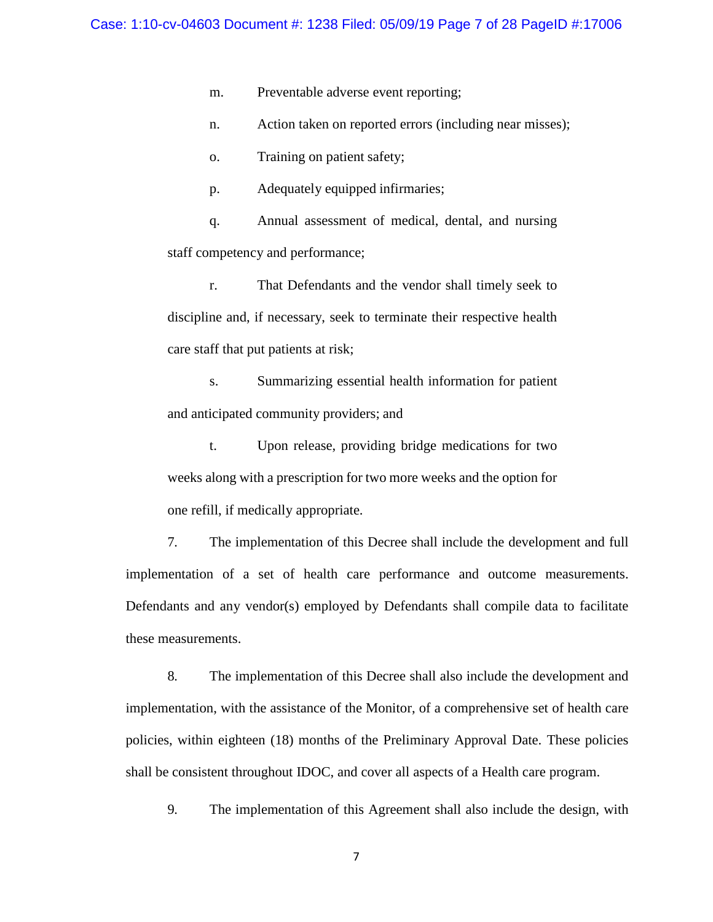m. Preventable adverse event reporting;

n. Action taken on reported errors (including near misses);

o. Training on patient safety;

p. Adequately equipped infirmaries;

q. Annual assessment of medical, dental, and nursing staff competency and performance;

r. That Defendants and the vendor shall timely seek to discipline and, if necessary, seek to terminate their respective health care staff that put patients at risk;

s. Summarizing essential health information for patient and anticipated community providers; and

t. Upon release, providing bridge medications for two weeks along with a prescription for two more weeks and the option for one refill, if medically appropriate.

7. The implementation of this Decree shall include the development and full implementation of a set of health care performance and outcome measurements. Defendants and any vendor(s) employed by Defendants shall compile data to facilitate these measurements.

8. The implementation of this Decree shall also include the development and implementation, with the assistance of the Monitor, of a comprehensive set of health care policies, within eighteen (18) months of the Preliminary Approval Date. These policies shall be consistent throughout IDOC, and cover all aspects of a Health care program.

9. The implementation of this Agreement shall also include the design, with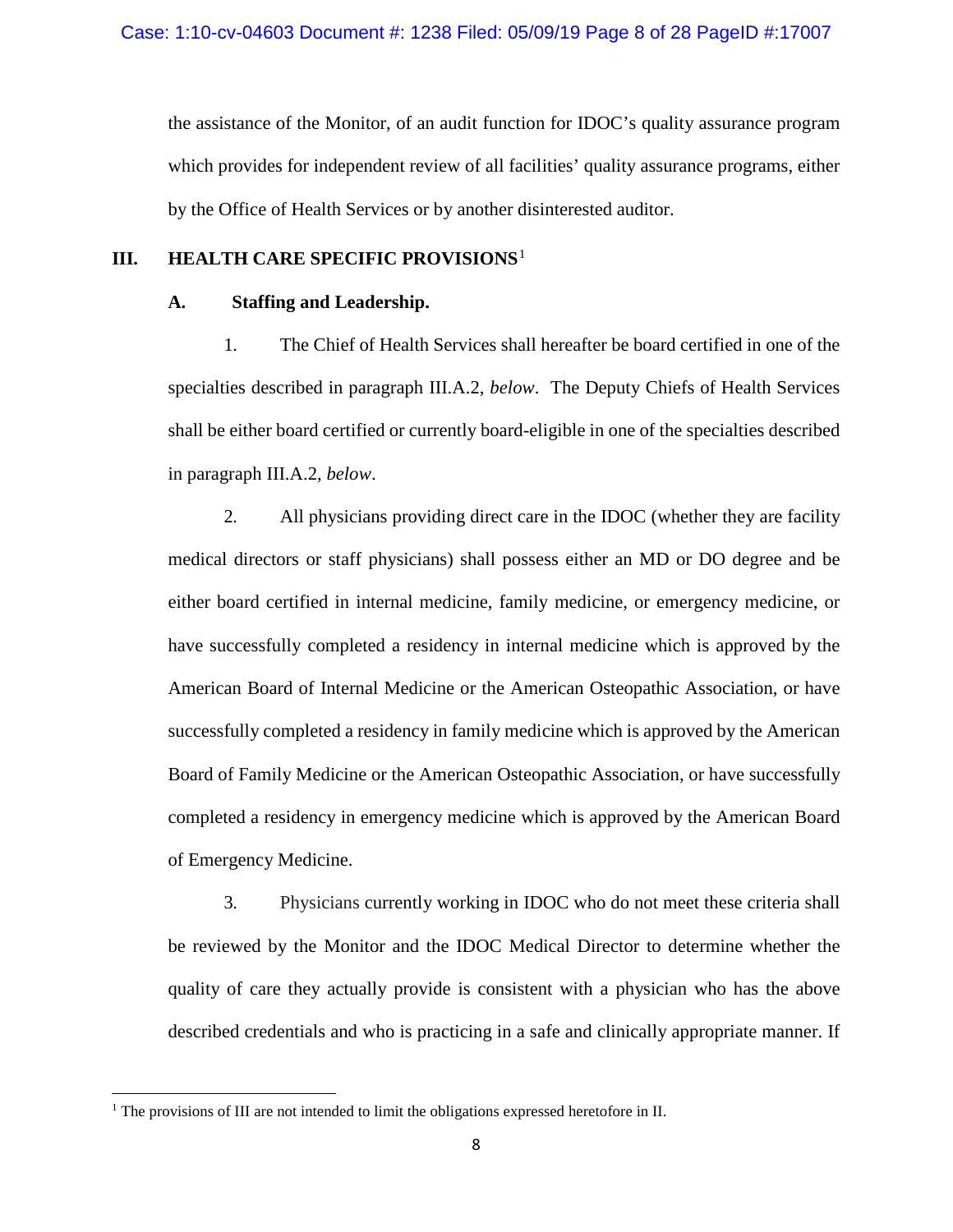the assistance of the Monitor, of an audit function for IDOC's quality assurance program which provides for independent review of all facilities' quality assurance programs, either by the Office of Health Services or by another disinterested auditor.

## III. HEALTH CARE SPECIFIC PROVISIONS[1]

### A. Staffing and Leadership.

1. The Chief of Health Services shall hereafter be board certified in one of the specialties described in paragraph III.A.2, *below*. The Deputy Chiefs of Health Services shall be either board certified or currently board-eligible in one of the specialties described in paragraph III.A.2, *below*.

2. All physicians providing direct care in the IDOC (whether they are facility medical directors or staff physicians) shall possess either an MD or DO degree and be either board certified in internal medicine, family medicine, or emergency medicine, or have successfully completed a residency in internal medicine which is approved by the American Board of Internal Medicine or the American Osteopathic Association, or have successfully completed a residency in family medicine which is approved by the American Board of Family Medicine or the American Osteopathic Association, or have successfully completed a residency in emergency medicine which is approved by the American Board of Emergency Medicine.

3. Physicians currently working in IDOC who do not meet these criteria shall be reviewed by the Monitor and the IDOC Medical Director to determine whether the quality of care they actually provide is consistent with a physician who has the above described credentials and who is practicing in a safe and clinically appropriate manner. If

---

[1] The provisions of III are not intended to limit the obligations expressed heretofore in II.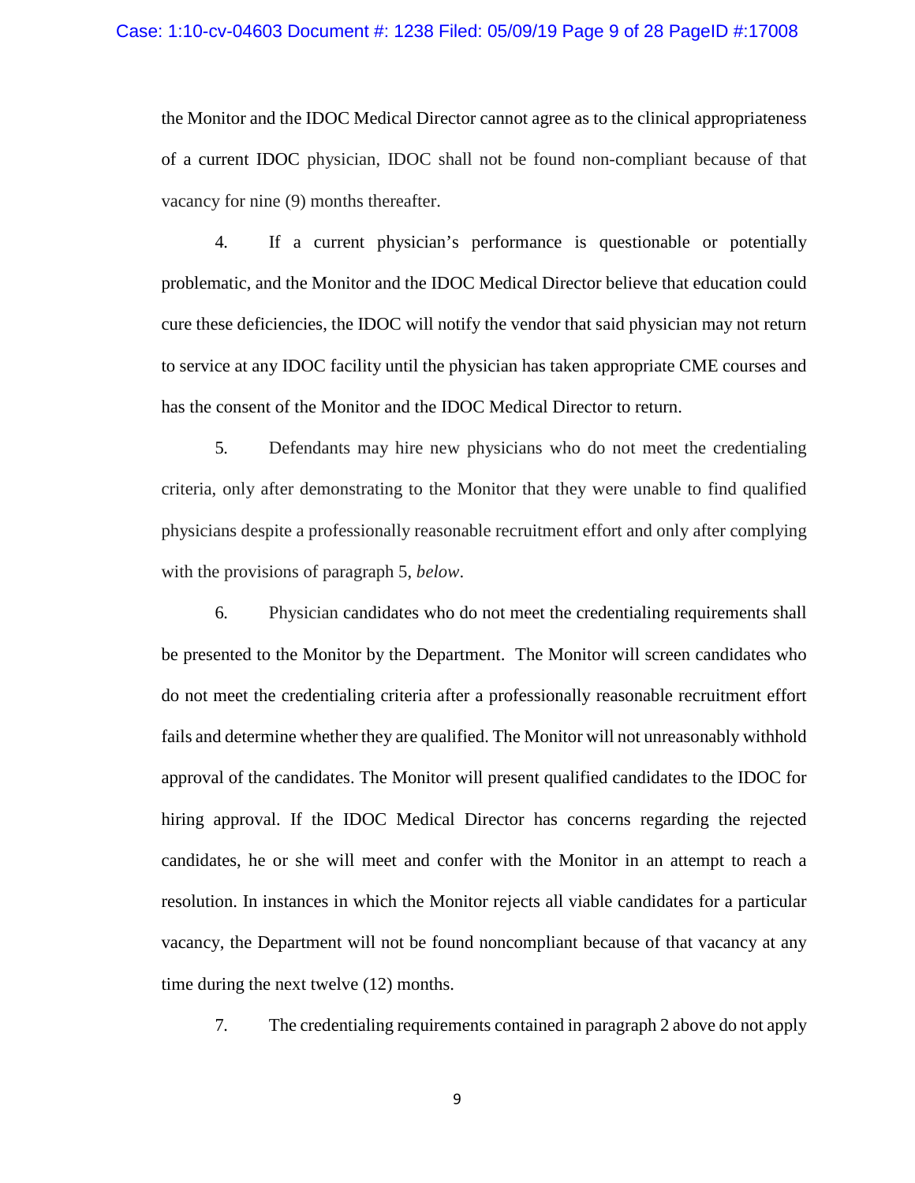the Monitor and the IDOC Medical Director cannot agree as to the clinical appropriateness of a current IDOC physician, IDOC shall not be found non-compliant because of that vacancy for nine (9) months thereafter.

4. If a current physician's performance is questionable or potentially problematic, and the Monitor and the IDOC Medical Director believe that education could cure these deficiencies, the IDOC will notify the vendor that said physician may not return to service at any IDOC facility until the physician has taken appropriate CME courses and has the consent of the Monitor and the IDOC Medical Director to return.

5. Defendants may hire new physicians who do not meet the credentialing criteria, only after demonstrating to the Monitor that they were unable to find qualified physicians despite a professionally reasonable recruitment effort and only after complying with the provisions of paragraph 5, *below*.

6. Physician candidates who do not meet the credentialing requirements shall be presented to the Monitor by the Department. The Monitor will screen candidates who do not meet the credentialing criteria after a professionally reasonable recruitment effort fails and determine whether they are qualified. The Monitor will not unreasonably withhold approval of the candidates. The Monitor will present qualified candidates to the IDOC for hiring approval. If the IDOC Medical Director has concerns regarding the rejected candidates, he or she will meet and confer with the Monitor in an attempt to reach a resolution. In instances in which the Monitor rejects all viable candidates for a particular vacancy, the Department will not be found noncompliant because of that vacancy at any time during the next twelve (12) months.

7. The credentialing requirements contained in paragraph 2 above do not apply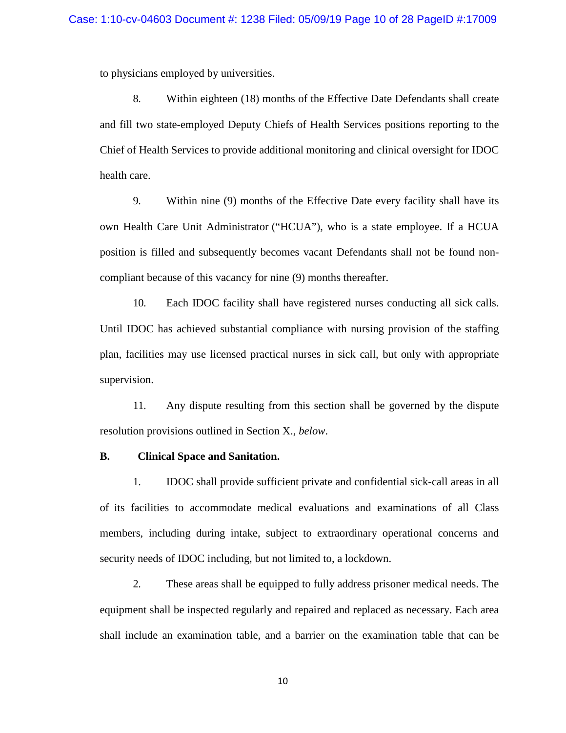to physicians employed by universities.

8. Within eighteen (18) months of the Effective Date Defendants shall create and fill two state-employed Deputy Chiefs of Health Services positions reporting to the Chief of Health Services to provide additional monitoring and clinical oversight for IDOC health care.

9. Within nine (9) months of the Effective Date every facility shall have its own Health Care Unit Administrator ("HCUA"), who is a state employee. If a HCUA position is filled and subsequently becomes vacant Defendants shall not be found non-compliant because of this vacancy for nine (9) months thereafter.

10. Each IDOC facility shall have registered nurses conducting all sick calls. Until IDOC has achieved substantial compliance with nursing provision of the staffing plan, facilities may use licensed practical nurses in sick call, but only with appropriate supervision.

11. Any dispute resulting from this section shall be governed by the dispute resolution provisions outlined in Section X., *below*.

**B. Clinical Space and Sanitation.**

1. IDOC shall provide sufficient private and confidential sick-call areas in all of its facilities to accommodate medical evaluations and examinations of all Class members, including during intake, subject to extraordinary operational concerns and security needs of IDOC including, but not limited to, a lockdown.

2. These areas shall be equipped to fully address prisoner medical needs. The equipment shall be inspected regularly and repaired and replaced as necessary. Each area shall include an examination table, and a barrier on the examination table that can be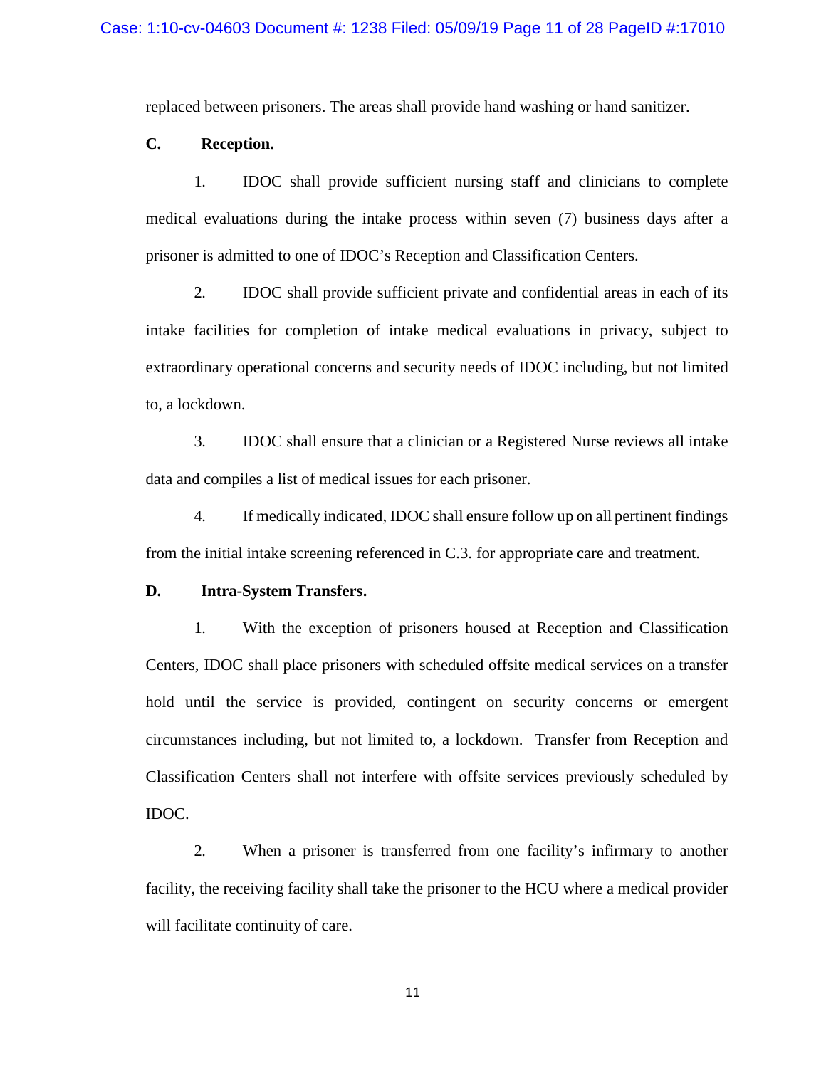replaced between prisoners. The areas shall provide hand washing or hand sanitizer.

**C. Reception.**

1. IDOC shall provide sufficient nursing staff and clinicians to complete medical evaluations during the intake process within seven (7) business days after a prisoner is admitted to one of IDOC's Reception and Classification Centers.

2. IDOC shall provide sufficient private and confidential areas in each of its intake facilities for completion of intake medical evaluations in privacy, subject to extraordinary operational concerns and security needs of IDOC including, but not limited to, a lockdown.

3. IDOC shall ensure that a clinician or a Registered Nurse reviews all intake data and compiles a list of medical issues for each prisoner.

4. If medically indicated, IDOC shall ensure follow up on all pertinent findings from the initial intake screening referenced in C.3. for appropriate care and treatment.

**D. Intra-System Transfers.**

1. With the exception of prisoners housed at Reception and Classification Centers, IDOC shall place prisoners with scheduled offsite medical services on a transfer hold until the service is provided, contingent on security concerns or emergent circumstances including, but not limited to, a lockdown. Transfer from Reception and Classification Centers shall not interfere with offsite services previously scheduled by IDOC.

2. When a prisoner is transferred from one facility's infirmary to another facility, the receiving facility shall take the prisoner to the HCU where a medical provider will facilitate continuity of care.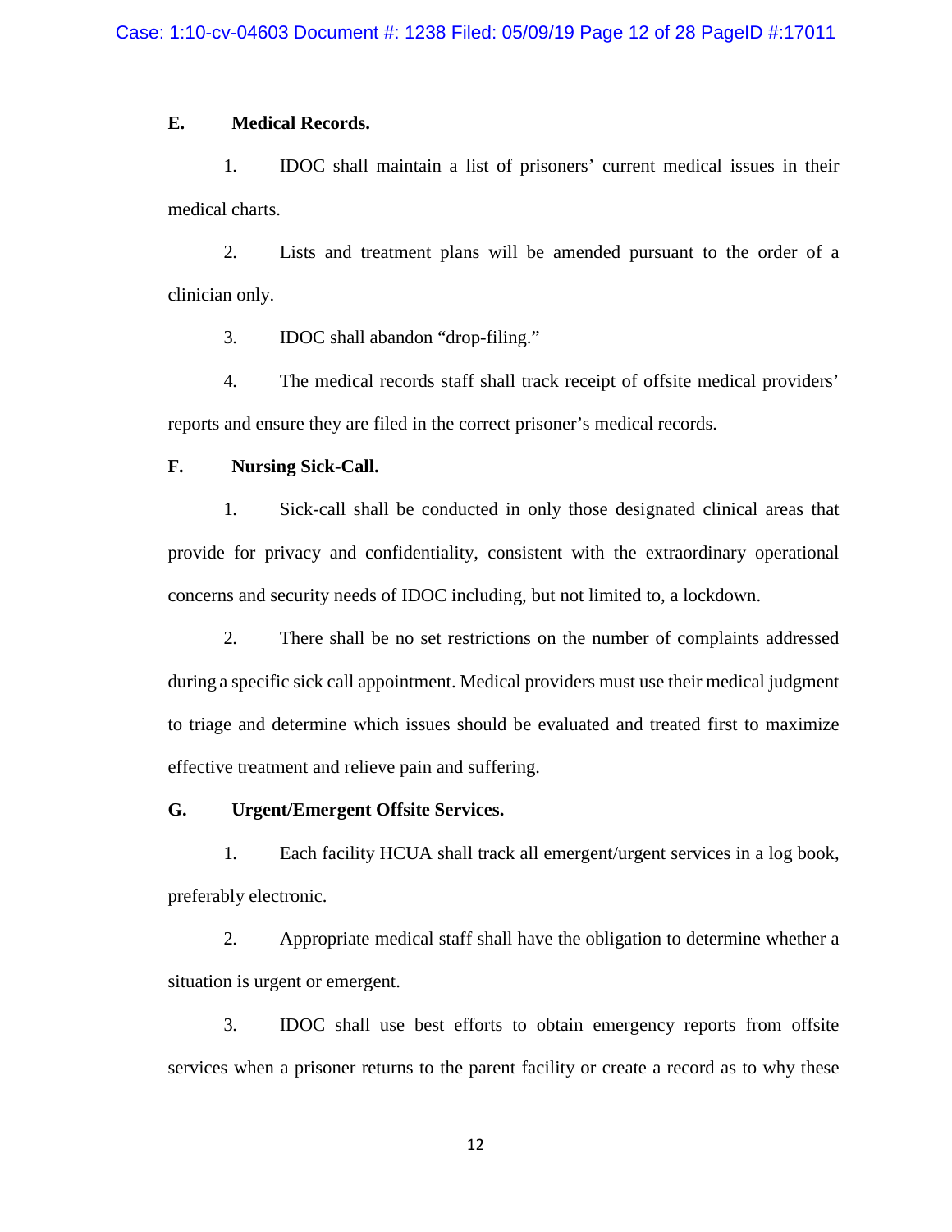**E. Medical Records.**

1. IDOC shall maintain a list of prisoners' current medical issues in their medical charts.

2. Lists and treatment plans will be amended pursuant to the order of a clinician only.

3. IDOC shall abandon "drop-filing."

4. The medical records staff shall track receipt of offsite medical providers' reports and ensure they are filed in the correct prisoner's medical records.

**F. Nursing Sick-Call.**

1. Sick-call shall be conducted in only those designated clinical areas that provide for privacy and confidentiality, consistent with the extraordinary operational concerns and security needs of IDOC including, but not limited to, a lockdown.

2. There shall be no set restrictions on the number of complaints addressed during a specific sick call appointment. Medical providers must use their medical judgment to triage and determine which issues should be evaluated and treated first to maximize effective treatment and relieve pain and suffering.

**G. Urgent/Emergent Offsite Services.**

1. Each facility HCUA shall track all emergent/urgent services in a log book, preferably electronic.

2. Appropriate medical staff shall have the obligation to determine whether a situation is urgent or emergent.

3. IDOC shall use best efforts to obtain emergency reports from offsite services when a prisoner returns to the parent facility or create a record as to why these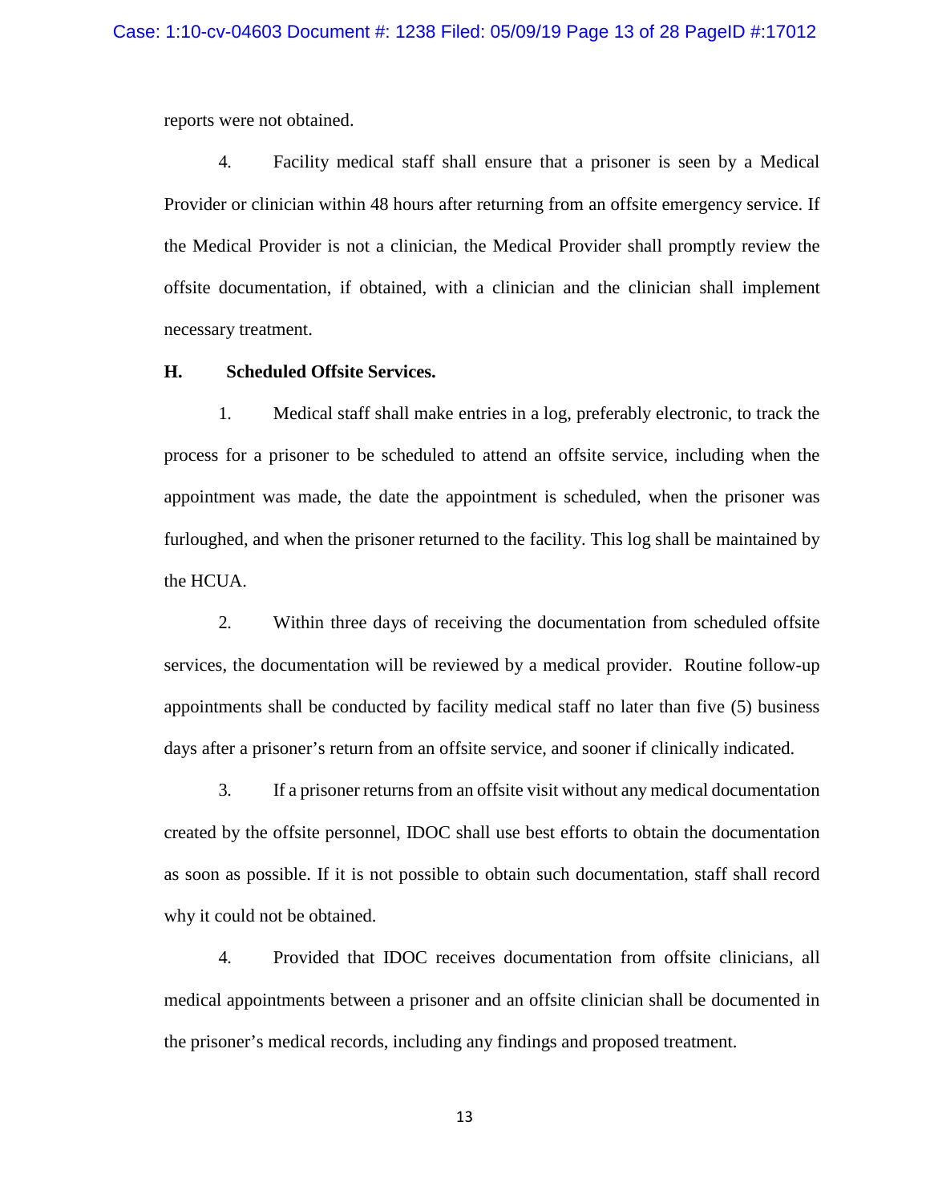reports were not obtained.

4. Facility medical staff shall ensure that a prisoner is seen by a Medical Provider or clinician within 48 hours after returning from an offsite emergency service. If the Medical Provider is not a clinician, the Medical Provider shall promptly review the offsite documentation, if obtained, with a clinician and the clinician shall implement necessary treatment.

**H. Scheduled Offsite Services.**

1. Medical staff shall make entries in a log, preferably electronic, to track the process for a prisoner to be scheduled to attend an offsite service, including when the appointment was made, the date the appointment is scheduled, when the prisoner was furloughed, and when the prisoner returned to the facility. This log shall be maintained by the HCUA.

2. Within three days of receiving the documentation from scheduled offsite services, the documentation will be reviewed by a medical provider. Routine follow-up appointments shall be conducted by facility medical staff no later than five (5) business days after a prisoner's return from an offsite service, and sooner if clinically indicated.

3. If a prisoner returns from an offsite visit without any medical documentation created by the offsite personnel, IDOC shall use best efforts to obtain the documentation as soon as possible. If it is not possible to obtain such documentation, staff shall record why it could not be obtained.

4. Provided that IDOC receives documentation from offsite clinicians, all medical appointments between a prisoner and an offsite clinician shall be documented in the prisoner's medical records, including any findings and proposed treatment.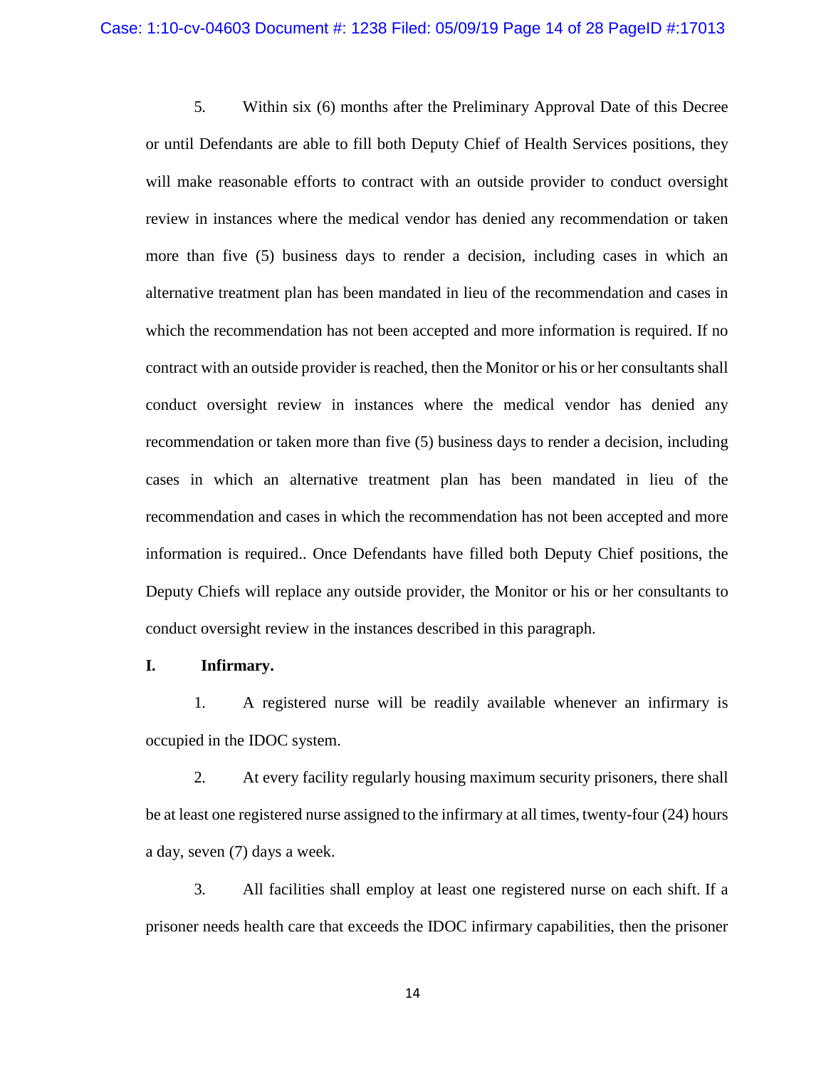5. Within six (6) months after the Preliminary Approval Date of this Decree or until Defendants are able to fill both Deputy Chief of Health Services positions, they will make reasonable efforts to contract with an outside provider to conduct oversight review in instances where the medical vendor has denied any recommendation or taken more than five (5) business days to render a decision, including cases in which an alternative treatment plan has been mandated in lieu of the recommendation and cases in which the recommendation has not been accepted and more information is required. If no contract with an outside provider is reached, then the Monitor or his or her consultants shall conduct oversight review in instances where the medical vendor has denied any recommendation or taken more than five (5) business days to render a decision, including cases in which an alternative treatment plan has been mandated in lieu of the recommendation and cases in which the recommendation has not been accepted and more information is required.. Once Defendants have filled both Deputy Chief positions, the Deputy Chiefs will replace any outside provider, the Monitor or his or her consultants to conduct oversight review in the instances described in this paragraph.

**I. Infirmary.**

1. A registered nurse will be readily available whenever an infirmary is occupied in the IDOC system.

2. At every facility regularly housing maximum security prisoners, there shall be at least one registered nurse assigned to the infirmary at all times, twenty-four (24) hours a day, seven (7) days a week.

3. All facilities shall employ at least one registered nurse on each shift. If a prisoner needs health care that exceeds the IDOC infirmary capabilities, then the prisoner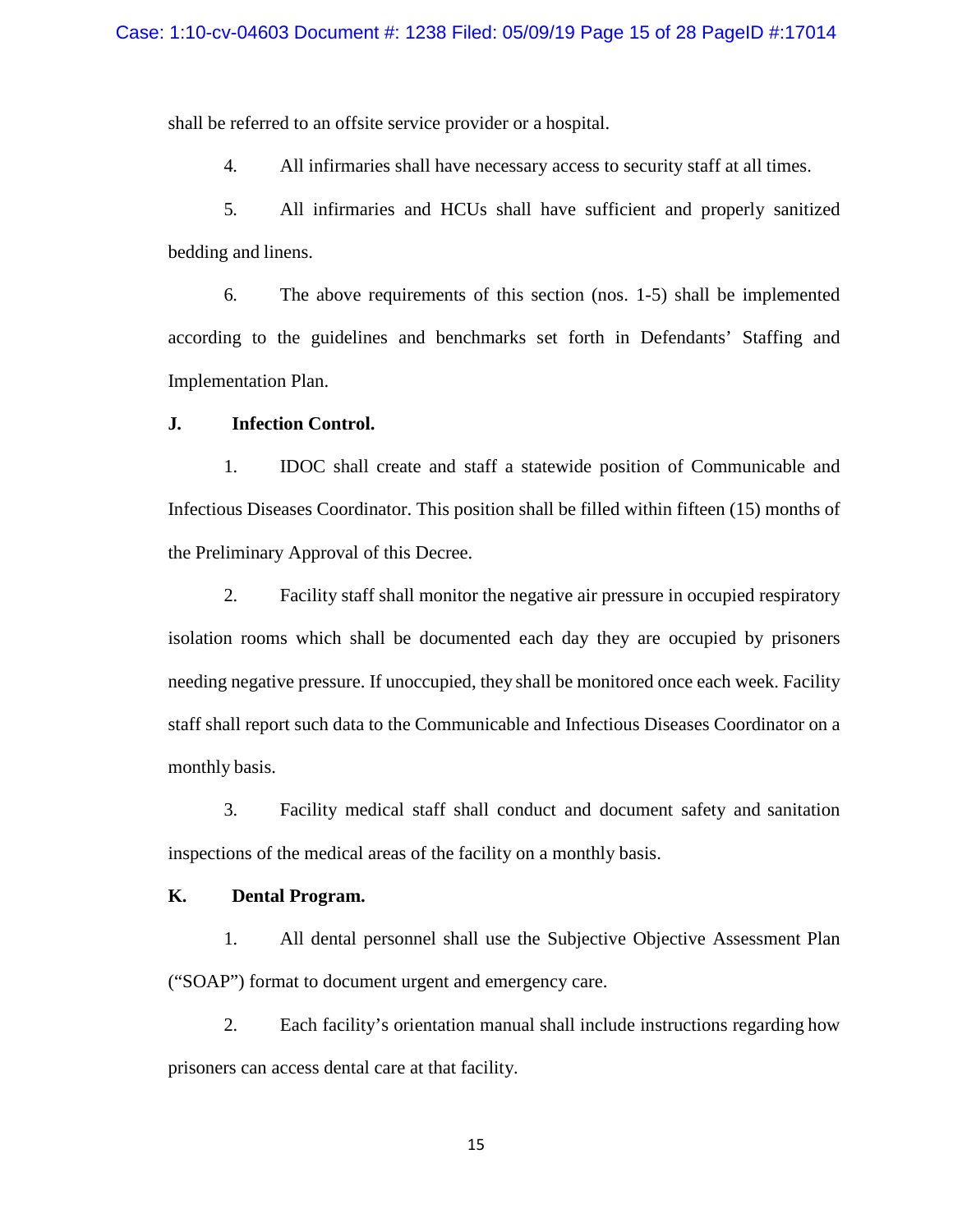shall be referred to an offsite service provider or a hospital.

4. All infirmaries shall have necessary access to security staff at all times.

5. All infirmaries and HCUs shall have sufficient and properly sanitized bedding and linens.

6. The above requirements of this section (nos. 1-5) shall be implemented according to the guidelines and benchmarks set forth in Defendants' Staffing and Implementation Plan.

**J. Infection Control.**

1. IDOC shall create and staff a statewide position of Communicable and Infectious Diseases Coordinator. This position shall be filled within fifteen (15) months of the Preliminary Approval of this Decree.

2. Facility staff shall monitor the negative air pressure in occupied respiratory isolation rooms which shall be documented each day they are occupied by prisoners needing negative pressure. If unoccupied, they shall be monitored once each week. Facility staff shall report such data to the Communicable and Infectious Diseases Coordinator on a monthly basis.

3. Facility medical staff shall conduct and document safety and sanitation inspections of the medical areas of the facility on a monthly basis.

**K. Dental Program.**

1. All dental personnel shall use the Subjective Objective Assessment Plan ("SOAP") format to document urgent and emergency care.

2. Each facility's orientation manual shall include instructions regarding how prisoners can access dental care at that facility.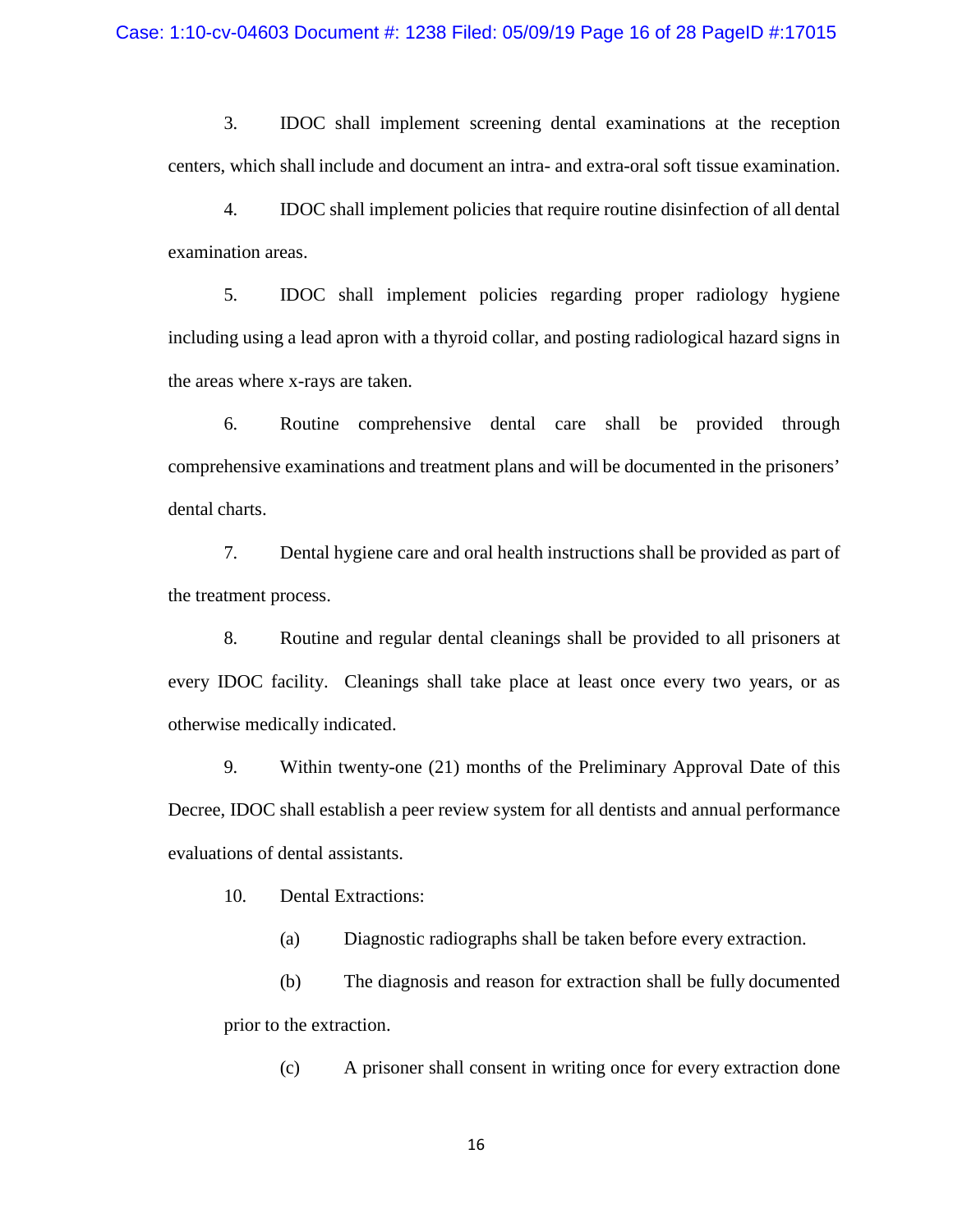3. IDOC shall implement screening dental examinations at the reception centers, which shall include and document an intra- and extra-oral soft tissue examination.

4. IDOC shall implement policies that require routine disinfection of all dental examination areas.

5. IDOC shall implement policies regarding proper radiology hygiene including using a lead apron with a thyroid collar, and posting radiological hazard signs in the areas where x-rays are taken.

6. Routine comprehensive dental care shall be provided through comprehensive examinations and treatment plans and will be documented in the prisoners' dental charts.

7. Dental hygiene care and oral health instructions shall be provided as part of the treatment process.

8. Routine and regular dental cleanings shall be provided to all prisoners at every IDOC facility. Cleanings shall take place at least once every two years, or as otherwise medically indicated.

9. Within twenty-one (21) months of the Preliminary Approval Date of this Decree, IDOC shall establish a peer review system for all dentists and annual performance evaluations of dental assistants.

10. Dental Extractions:

(a) Diagnostic radiographs shall be taken before every extraction.

(b) The diagnosis and reason for extraction shall be fully documented prior to the extraction.

(c) A prisoner shall consent in writing once for every extraction done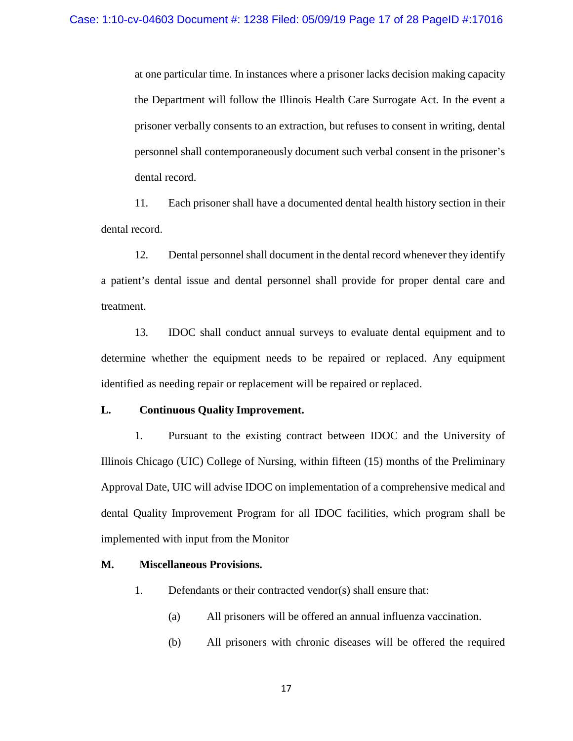at one particular time. In instances where a prisoner lacks decision making capacity the Department will follow the Illinois Health Care Surrogate Act. In the event a prisoner verbally consents to an extraction, but refuses to consent in writing, dental personnel shall contemporaneously document such verbal consent in the prisoner's dental record.

11. Each prisoner shall have a documented dental health history section in their dental record.

12. Dental personnel shall document in the dental record whenever they identify a patient's dental issue and dental personnel shall provide for proper dental care and treatment.

13. IDOC shall conduct annual surveys to evaluate dental equipment and to determine whether the equipment needs to be repaired or replaced. Any equipment identified as needing repair or replacement will be repaired or replaced.

**L. Continuous Quality Improvement.**

1. Pursuant to the existing contract between IDOC and the University of Illinois Chicago (UIC) College of Nursing, within fifteen (15) months of the Preliminary Approval Date, UIC will advise IDOC on implementation of a comprehensive medical and dental Quality Improvement Program for all IDOC facilities, which program shall be implemented with input from the Monitor

**M. Miscellaneous Provisions.**

1. Defendants or their contracted vendor(s) shall ensure that:

(a) All prisoners will be offered an annual influenza vaccination.

(b) All prisoners with chronic diseases will be offered the required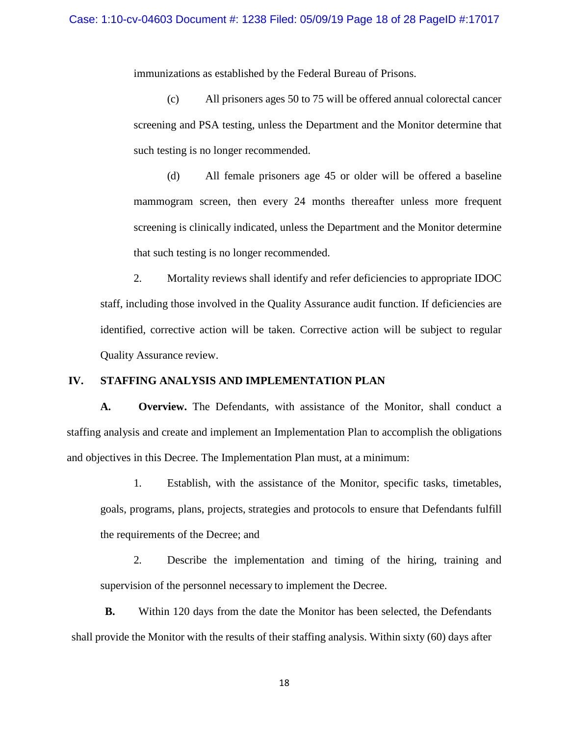immunizations as established by the Federal Bureau of Prisons.

(c) All prisoners ages 50 to 75 will be offered annual colorectal cancer screening and PSA testing, unless the Department and the Monitor determine that such testing is no longer recommended.

(d) All female prisoners age 45 or older will be offered a baseline mammogram screen, then every 24 months thereafter unless more frequent screening is clinically indicated, unless the Department and the Monitor determine that such testing is no longer recommended.

2. Mortality reviews shall identify and refer deficiencies to appropriate IDOC staff, including those involved in the Quality Assurance audit function. If deficiencies are identified, corrective action will be taken. Corrective action will be subject to regular Quality Assurance review.

## IV. STAFFING ANALYSIS AND IMPLEMENTATION PLAN

**A. Overview.** The Defendants, with assistance of the Monitor, shall conduct a staffing analysis and create and implement an Implementation Plan to accomplish the obligations and objectives in this Decree. The Implementation Plan must, at a minimum:

1. Establish, with the assistance of the Monitor, specific tasks, timetables, goals, programs, plans, projects, strategies and protocols to ensure that Defendants fulfill the requirements of the Decree; and

2. Describe the implementation and timing of the hiring, training and supervision of the personnel necessary to implement the Decree.

**B.** Within 120 days from the date the Monitor has been selected, the Defendants shall provide the Monitor with the results of their staffing analysis. Within sixty (60) days after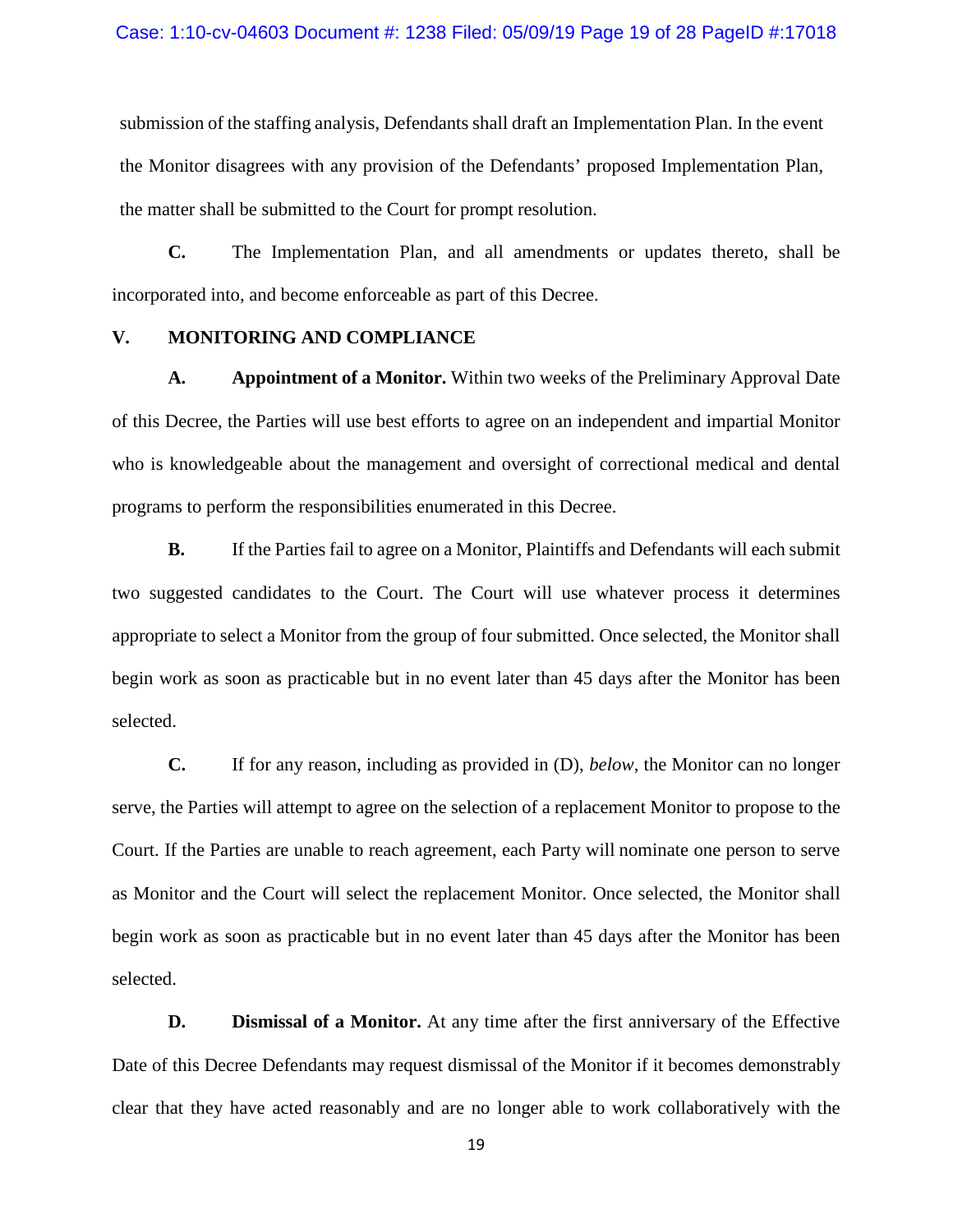submission of the staffing analysis, Defendants shall draft an Implementation Plan. In the event the Monitor disagrees with any provision of the Defendants' proposed Implementation Plan, the matter shall be submitted to the Court for prompt resolution.

**C.** The Implementation Plan, and all amendments or updates thereto, shall be incorporated into, and become enforceable as part of this Decree.

## V. MONITORING AND COMPLIANCE

**A. Appointment of a Monitor.** Within two weeks of the Preliminary Approval Date of this Decree, the Parties will use best efforts to agree on an independent and impartial Monitor who is knowledgeable about the management and oversight of correctional medical and dental programs to perform the responsibilities enumerated in this Decree.

**B.** If the Parties fail to agree on a Monitor, Plaintiffs and Defendants will each submit two suggested candidates to the Court. The Court will use whatever process it determines appropriate to select a Monitor from the group of four submitted. Once selected, the Monitor shall begin work as soon as practicable but in no event later than 45 days after the Monitor has been selected.

**C.** If for any reason, including as provided in (D), *below*, the Monitor can no longer serve, the Parties will attempt to agree on the selection of a replacement Monitor to propose to the Court. If the Parties are unable to reach agreement, each Party will nominate one person to serve as Monitor and the Court will select the replacement Monitor. Once selected, the Monitor shall begin work as soon as practicable but in no event later than 45 days after the Monitor has been selected.

**D. Dismissal of a Monitor.** At any time after the first anniversary of the Effective Date of this Decree Defendants may request dismissal of the Monitor if it becomes demonstrably clear that they have acted reasonably and are no longer able to work collaboratively with the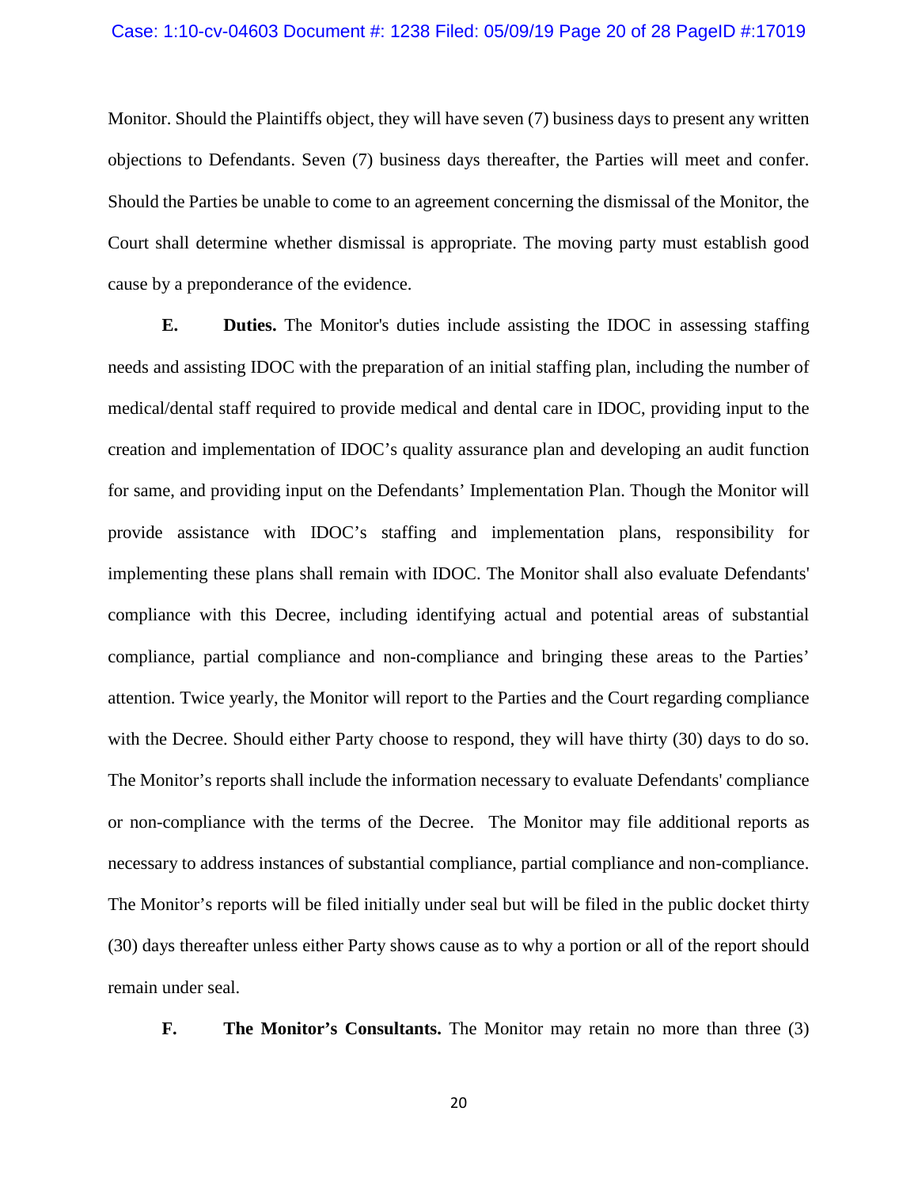Monitor. Should the Plaintiffs object, they will have seven (7) business days to present any written objections to Defendants. Seven (7) business days thereafter, the Parties will meet and confer. Should the Parties be unable to come to an agreement concerning the dismissal of the Monitor, the Court shall determine whether dismissal is appropriate. The moving party must establish good cause by a preponderance of the evidence.

**E. Duties.** The Monitor's duties include assisting the IDOC in assessing staffing needs and assisting IDOC with the preparation of an initial staffing plan, including the number of medical/dental staff required to provide medical and dental care in IDOC, providing input to the creation and implementation of IDOC's quality assurance plan and developing an audit function for same, and providing input on the Defendants' Implementation Plan. Though the Monitor will provide assistance with IDOC's staffing and implementation plans, responsibility for implementing these plans shall remain with IDOC. The Monitor shall also evaluate Defendants' compliance with this Decree, including identifying actual and potential areas of substantial compliance, partial compliance and non-compliance and bringing these areas to the Parties' attention. Twice yearly, the Monitor will report to the Parties and the Court regarding compliance with the Decree. Should either Party choose to respond, they will have thirty (30) days to do so. The Monitor's reports shall include the information necessary to evaluate Defendants' compliance or non-compliance with the terms of the Decree. The Monitor may file additional reports as necessary to address instances of substantial compliance, partial compliance and non-compliance. The Monitor's reports will be filed initially under seal but will be filed in the public docket thirty (30) days thereafter unless either Party shows cause as to why a portion or all of the report should remain under seal.

**F. The Monitor's Consultants.** The Monitor may retain no more than three (3)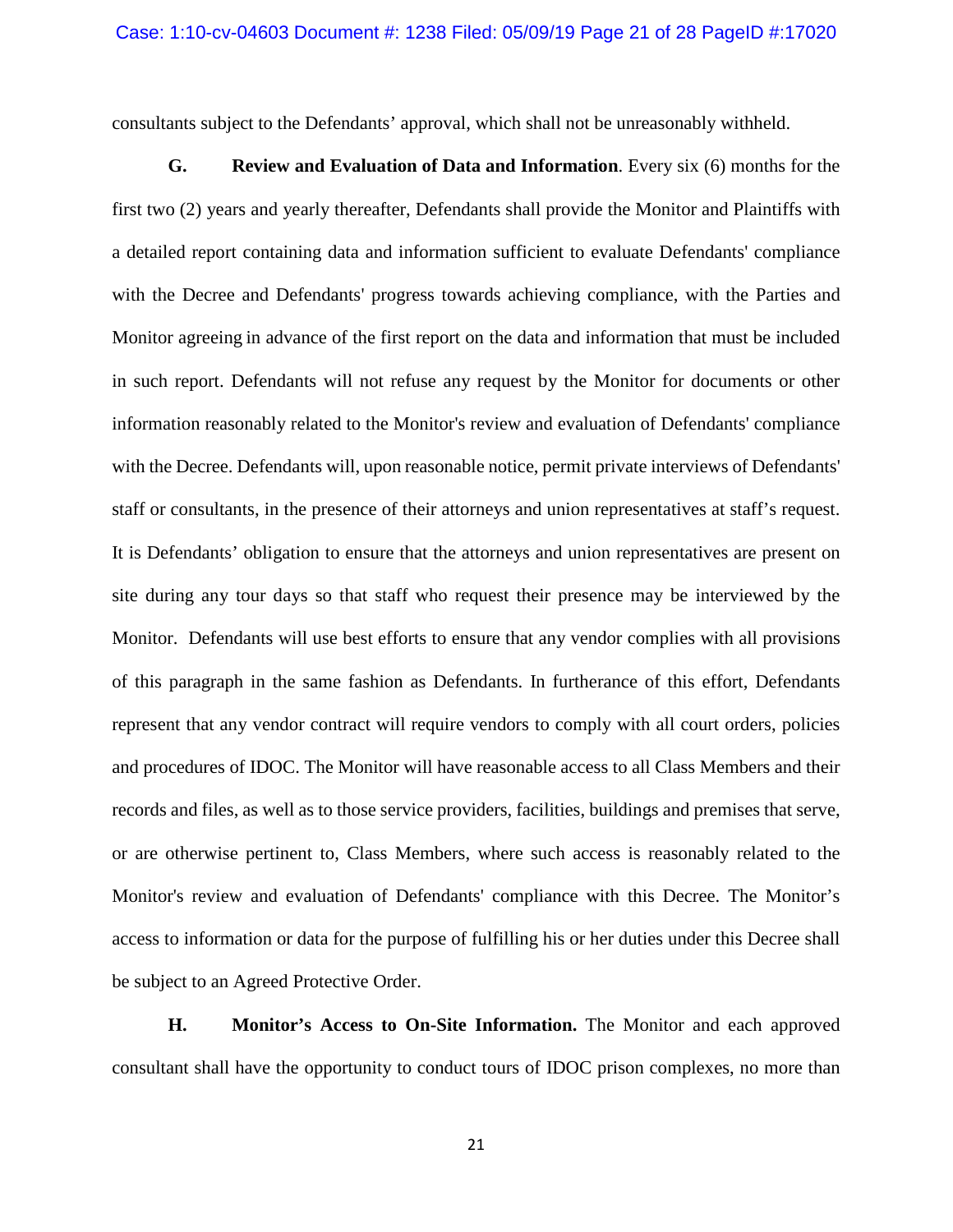consultants subject to the Defendants' approval, which shall not be unreasonably withheld.

**G. Review and Evaluation of Data and Information**. Every six (6) months for the first two (2) years and yearly thereafter, Defendants shall provide the Monitor and Plaintiffs with a detailed report containing data and information sufficient to evaluate Defendants' compliance with the Decree and Defendants' progress towards achieving compliance, with the Parties and Monitor agreeing in advance of the first report on the data and information that must be included in such report. Defendants will not refuse any request by the Monitor for documents or other information reasonably related to the Monitor's review and evaluation of Defendants' compliance with the Decree. Defendants will, upon reasonable notice, permit private interviews of Defendants' staff or consultants, in the presence of their attorneys and union representatives at staff's request. It is Defendants' obligation to ensure that the attorneys and union representatives are present on site during any tour days so that staff who request their presence may be interviewed by the Monitor. Defendants will use best efforts to ensure that any vendor complies with all provisions of this paragraph in the same fashion as Defendants. In furtherance of this effort, Defendants represent that any vendor contract will require vendors to comply with all court orders, policies and procedures of IDOC. The Monitor will have reasonable access to all Class Members and their records and files, as well as to those service providers, facilities, buildings and premises that serve, or are otherwise pertinent to, Class Members, where such access is reasonably related to the Monitor's review and evaluation of Defendants' compliance with this Decree. The Monitor's access to information or data for the purpose of fulfilling his or her duties under this Decree shall be subject to an Agreed Protective Order.

**H. Monitor's Access to On-Site Information.** The Monitor and each approved consultant shall have the opportunity to conduct tours of IDOC prison complexes, no more than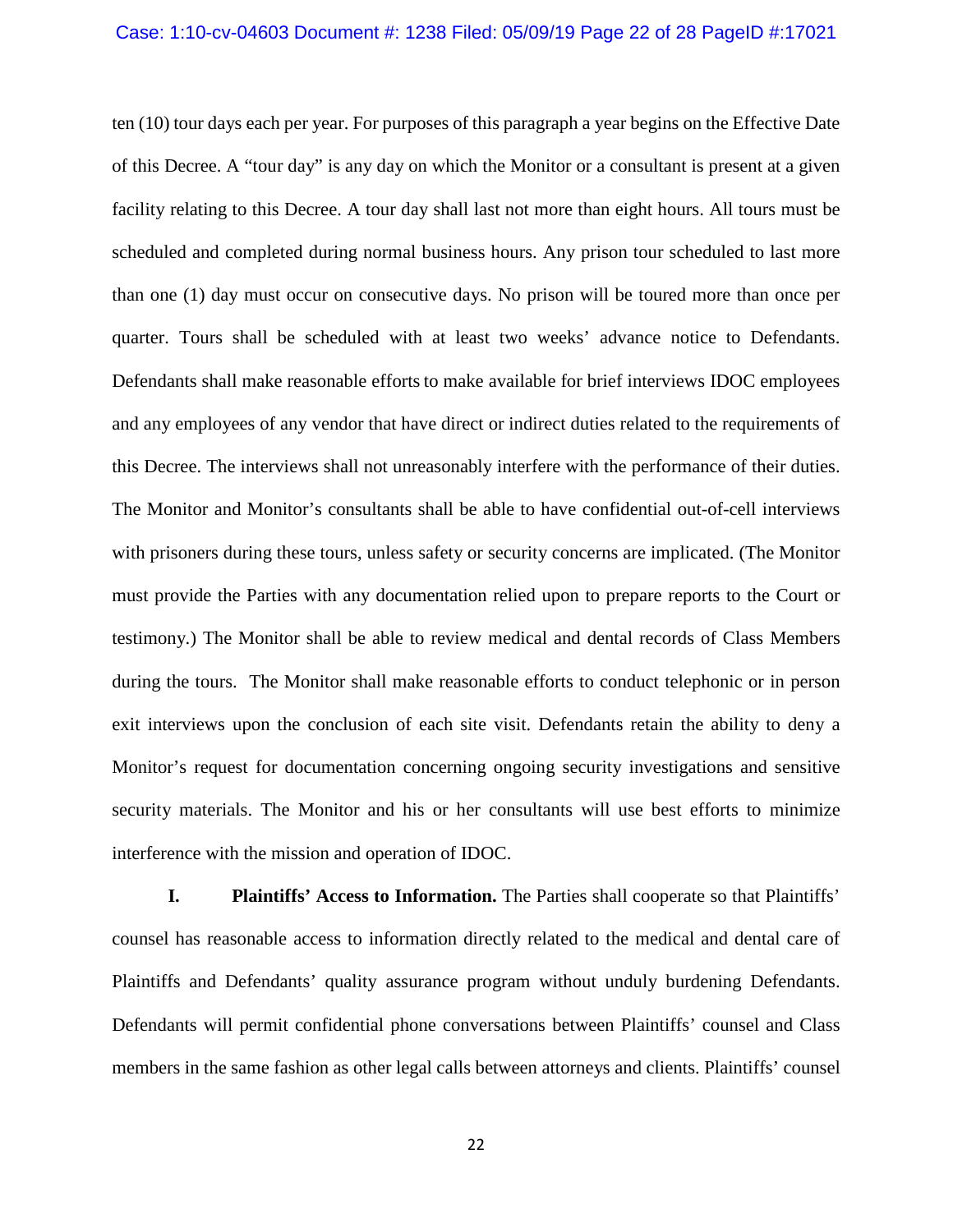ten (10) tour days each per year. For purposes of this paragraph a year begins on the Effective Date of this Decree. A "tour day" is any day on which the Monitor or a consultant is present at a given facility relating to this Decree. A tour day shall last not more than eight hours. All tours must be scheduled and completed during normal business hours. Any prison tour scheduled to last more than one (1) day must occur on consecutive days. No prison will be toured more than once per quarter. Tours shall be scheduled with at least two weeks' advance notice to Defendants. Defendants shall make reasonable efforts to make available for brief interviews IDOC employees and any employees of any vendor that have direct or indirect duties related to the requirements of this Decree. The interviews shall not unreasonably interfere with the performance of their duties. The Monitor and Monitor's consultants shall be able to have confidential out-of-cell interviews with prisoners during these tours, unless safety or security concerns are implicated. (The Monitor must provide the Parties with any documentation relied upon to prepare reports to the Court or testimony.) The Monitor shall be able to review medical and dental records of Class Members during the tours. The Monitor shall make reasonable efforts to conduct telephonic or in person exit interviews upon the conclusion of each site visit. Defendants retain the ability to deny a Monitor's request for documentation concerning ongoing security investigations and sensitive security materials. The Monitor and his or her consultants will use best efforts to minimize interference with the mission and operation of IDOC.

**I. Plaintiffs' Access to Information.** The Parties shall cooperate so that Plaintiffs' counsel has reasonable access to information directly related to the medical and dental care of Plaintiffs and Defendants' quality assurance program without unduly burdening Defendants. Defendants will permit confidential phone conversations between Plaintiffs' counsel and Class members in the same fashion as other legal calls between attorneys and clients. Plaintiffs' counsel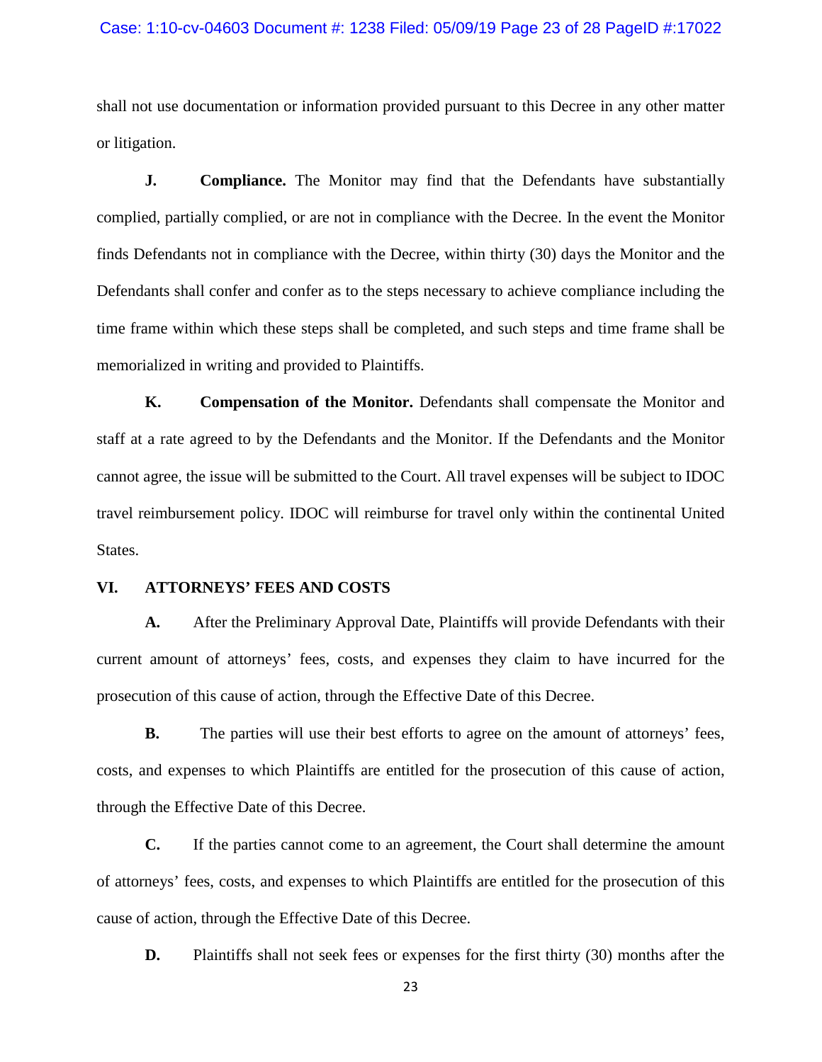shall not use documentation or information provided pursuant to this Decree in any other matter or litigation.

**J. Compliance.** The Monitor may find that the Defendants have substantially complied, partially complied, or are not in compliance with the Decree. In the event the Monitor finds Defendants not in compliance with the Decree, within thirty (30) days the Monitor and the Defendants shall confer and confer as to the steps necessary to achieve compliance including the time frame within which these steps shall be completed, and such steps and time frame shall be memorialized in writing and provided to Plaintiffs.

**K. Compensation of the Monitor.** Defendants shall compensate the Monitor and staff at a rate agreed to by the Defendants and the Monitor. If the Defendants and the Monitor cannot agree, the issue will be submitted to the Court. All travel expenses will be subject to IDOC travel reimbursement policy. IDOC will reimburse for travel only within the continental United States.

## VI. ATTORNEYS' FEES AND COSTS

**A.** After the Preliminary Approval Date, Plaintiffs will provide Defendants with their current amount of attorneys' fees, costs, and expenses they claim to have incurred for the prosecution of this cause of action, through the Effective Date of this Decree.

**B.** The parties will use their best efforts to agree on the amount of attorneys' fees, costs, and expenses to which Plaintiffs are entitled for the prosecution of this cause of action, through the Effective Date of this Decree.

**C.** If the parties cannot come to an agreement, the Court shall determine the amount of attorneys' fees, costs, and expenses to which Plaintiffs are entitled for the prosecution of this cause of action, through the Effective Date of this Decree.

**D.** Plaintiffs shall not seek fees or expenses for the first thirty (30) months after the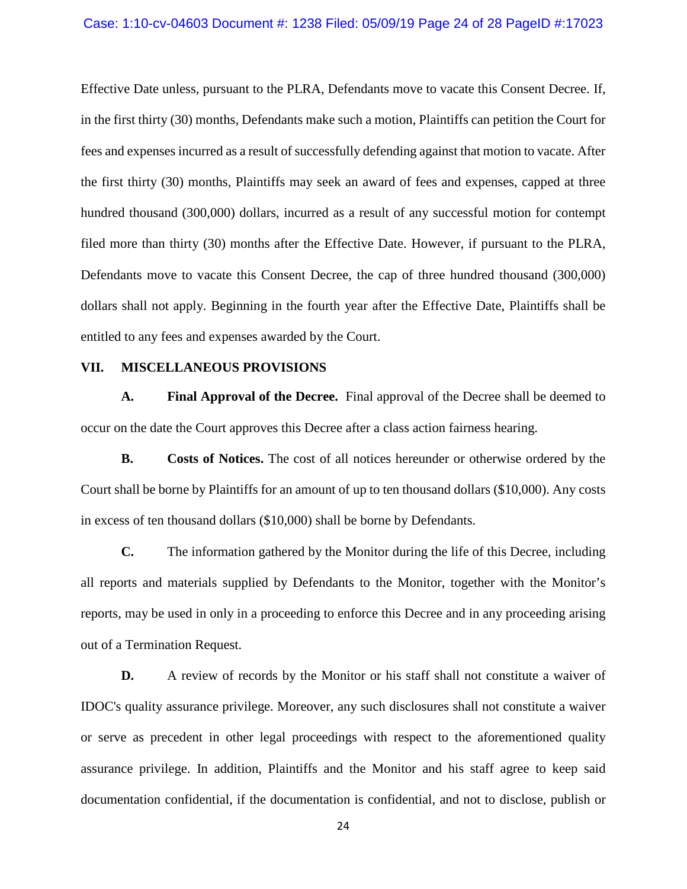Effective Date unless, pursuant to the PLRA, Defendants move to vacate this Consent Decree. If, in the first thirty (30) months, Defendants make such a motion, Plaintiffs can petition the Court for fees and expenses incurred as a result of successfully defending against that motion to vacate. After the first thirty (30) months, Plaintiffs may seek an award of fees and expenses, capped at three hundred thousand (300,000) dollars, incurred as a result of any successful motion for contempt filed more than thirty (30) months after the Effective Date. However, if pursuant to the PLRA, Defendants move to vacate this Consent Decree, the cap of three hundred thousand (300,000) dollars shall not apply. Beginning in the fourth year after the Effective Date, Plaintiffs shall be entitled to any fees and expenses awarded by the Court.

## VII. MISCELLANEOUS PROVISIONS

**A. Final Approval of the Decree.** Final approval of the Decree shall be deemed to occur on the date the Court approves this Decree after a class action fairness hearing.

**B. Costs of Notices.** The cost of all notices hereunder or otherwise ordered by the Court shall be borne by Plaintiffs for an amount of up to ten thousand dollars ($10,000). Any costs in excess of ten thousand dollars ($10,000) shall be borne by Defendants.

**C.** The information gathered by the Monitor during the life of this Decree, including all reports and materials supplied by Defendants to the Monitor, together with the Monitor's reports, may be used in only in a proceeding to enforce this Decree and in any proceeding arising out of a Termination Request.

**D.** A review of records by the Monitor or his staff shall not constitute a waiver of IDOC's quality assurance privilege. Moreover, any such disclosures shall not constitute a waiver or serve as precedent in other legal proceedings with respect to the aforementioned quality assurance privilege. In addition, Plaintiffs and the Monitor and his staff agree to keep said documentation confidential, if the documentation is confidential, and not to disclose, publish or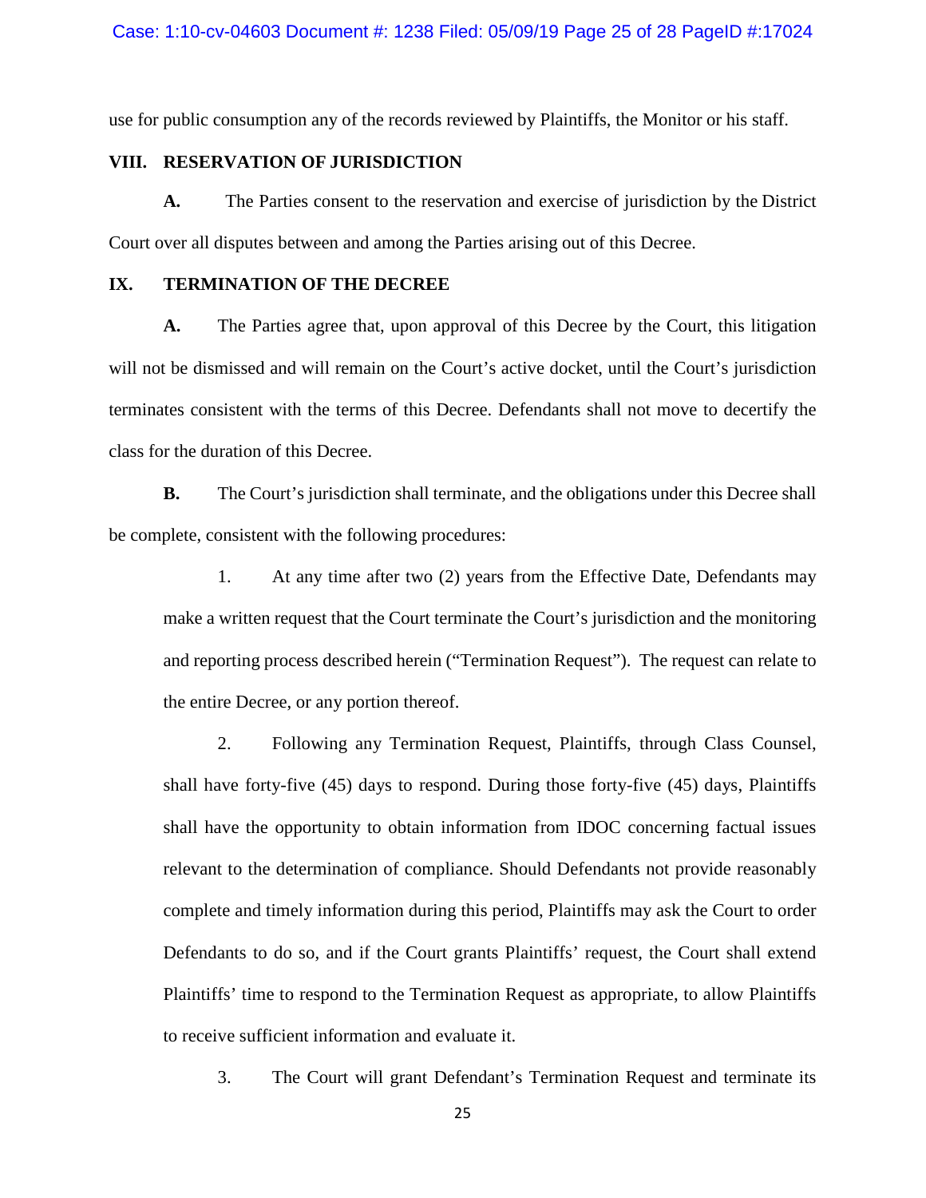use for public consumption any of the records reviewed by Plaintiffs, the Monitor or his staff.

## VIII. RESERVATION OF JURISDICTION

**A.** The Parties consent to the reservation and exercise of jurisdiction by the District Court over all disputes between and among the Parties arising out of this Decree.

## IX. TERMINATION OF THE DECREE

**A.** The Parties agree that, upon approval of this Decree by the Court, this litigation will not be dismissed and will remain on the Court's active docket, until the Court's jurisdiction terminates consistent with the terms of this Decree. Defendants shall not move to decertify the class for the duration of this Decree.

**B.** The Court's jurisdiction shall terminate, and the obligations under this Decree shall be complete, consistent with the following procedures:

1. At any time after two (2) years from the Effective Date, Defendants may make a written request that the Court terminate the Court's jurisdiction and the monitoring and reporting process described herein ("Termination Request"). The request can relate to the entire Decree, or any portion thereof.

2. Following any Termination Request, Plaintiffs, through Class Counsel, shall have forty-five (45) days to respond. During those forty-five (45) days, Plaintiffs shall have the opportunity to obtain information from IDOC concerning factual issues relevant to the determination of compliance. Should Defendants not provide reasonably complete and timely information during this period, Plaintiffs may ask the Court to order Defendants to do so, and if the Court grants Plaintiffs' request, the Court shall extend Plaintiffs' time to respond to the Termination Request as appropriate, to allow Plaintiffs to receive sufficient information and evaluate it.

3. The Court will grant Defendant's Termination Request and terminate its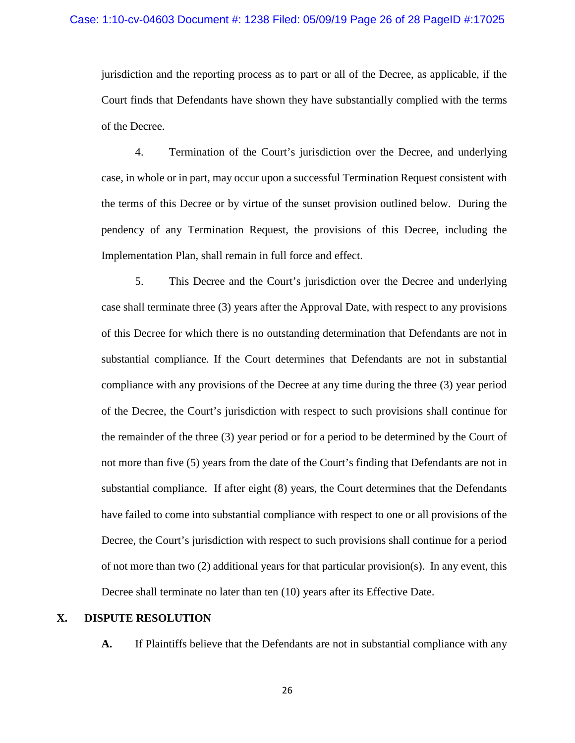jurisdiction and the reporting process as to part or all of the Decree, as applicable, if the Court finds that Defendants have shown they have substantially complied with the terms of the Decree.

4. Termination of the Court's jurisdiction over the Decree, and underlying case, in whole or in part, may occur upon a successful Termination Request consistent with the terms of this Decree or by virtue of the sunset provision outlined below. During the pendency of any Termination Request, the provisions of this Decree, including the Implementation Plan, shall remain in full force and effect.

5. This Decree and the Court's jurisdiction over the Decree and underlying case shall terminate three (3) years after the Approval Date, with respect to any provisions of this Decree for which there is no outstanding determination that Defendants are not in substantial compliance. If the Court determines that Defendants are not in substantial compliance with any provisions of the Decree at any time during the three (3) year period of the Decree, the Court's jurisdiction with respect to such provisions shall continue for the remainder of the three (3) year period or for a period to be determined by the Court of not more than five (5) years from the date of the Court's finding that Defendants are not in substantial compliance. If after eight (8) years, the Court determines that the Defendants have failed to come into substantial compliance with respect to one or all provisions of the Decree, the Court's jurisdiction with respect to such provisions shall continue for a period of not more than two (2) additional years for that particular provision(s). In any event, this Decree shall terminate no later than ten (10) years after its Effective Date.

## X. DISPUTE RESOLUTION

**A.** If Plaintiffs believe that the Defendants are not in substantial compliance with any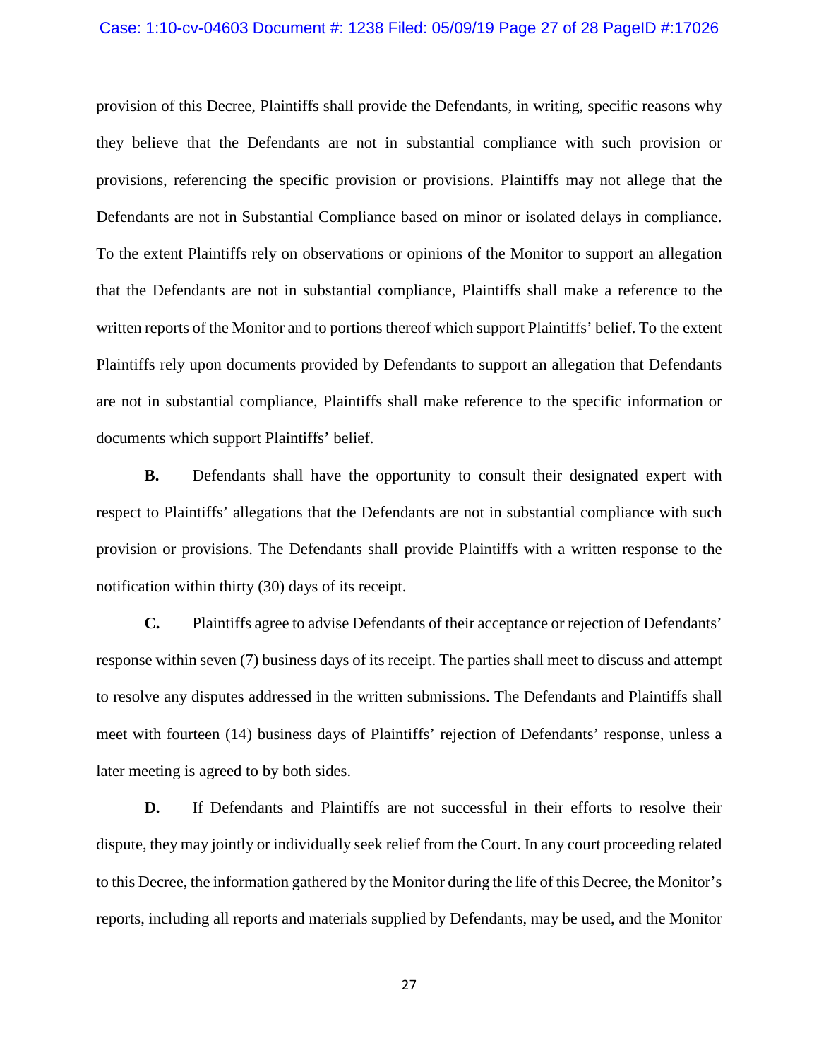provision of this Decree, Plaintiffs shall provide the Defendants, in writing, specific reasons why they believe that the Defendants are not in substantial compliance with such provision or provisions, referencing the specific provision or provisions. Plaintiffs may not allege that the Defendants are not in Substantial Compliance based on minor or isolated delays in compliance. To the extent Plaintiffs rely on observations or opinions of the Monitor to support an allegation that the Defendants are not in substantial compliance, Plaintiffs shall make a reference to the written reports of the Monitor and to portions thereof which support Plaintiffs' belief. To the extent Plaintiffs rely upon documents provided by Defendants to support an allegation that Defendants are not in substantial compliance, Plaintiffs shall make reference to the specific information or documents which support Plaintiffs' belief.

**B.** Defendants shall have the opportunity to consult their designated expert with respect to Plaintiffs' allegations that the Defendants are not in substantial compliance with such provision or provisions. The Defendants shall provide Plaintiffs with a written response to the notification within thirty (30) days of its receipt.

**C.** Plaintiffs agree to advise Defendants of their acceptance or rejection of Defendants' response within seven (7) business days of its receipt. The parties shall meet to discuss and attempt to resolve any disputes addressed in the written submissions. The Defendants and Plaintiffs shall meet with fourteen (14) business days of Plaintiffs' rejection of Defendants' response, unless a later meeting is agreed to by both sides.

**D.** If Defendants and Plaintiffs are not successful in their efforts to resolve their dispute, they may jointly or individually seek relief from the Court. In any court proceeding related to this Decree, the information gathered by the Monitor during the life of this Decree, the Monitor's reports, including all reports and materials supplied by Defendants, may be used, and the Monitor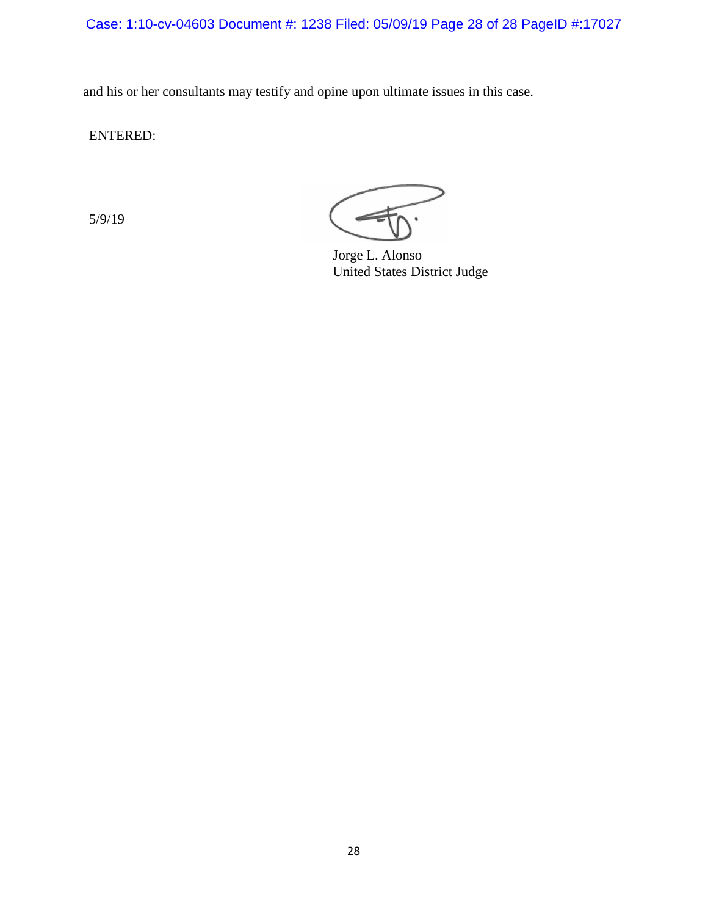and his or her consultants may testify and opine upon ultimate issues in this case.

ENTERED:

5/9/19

Jorge L. Alonso
United States District Judge